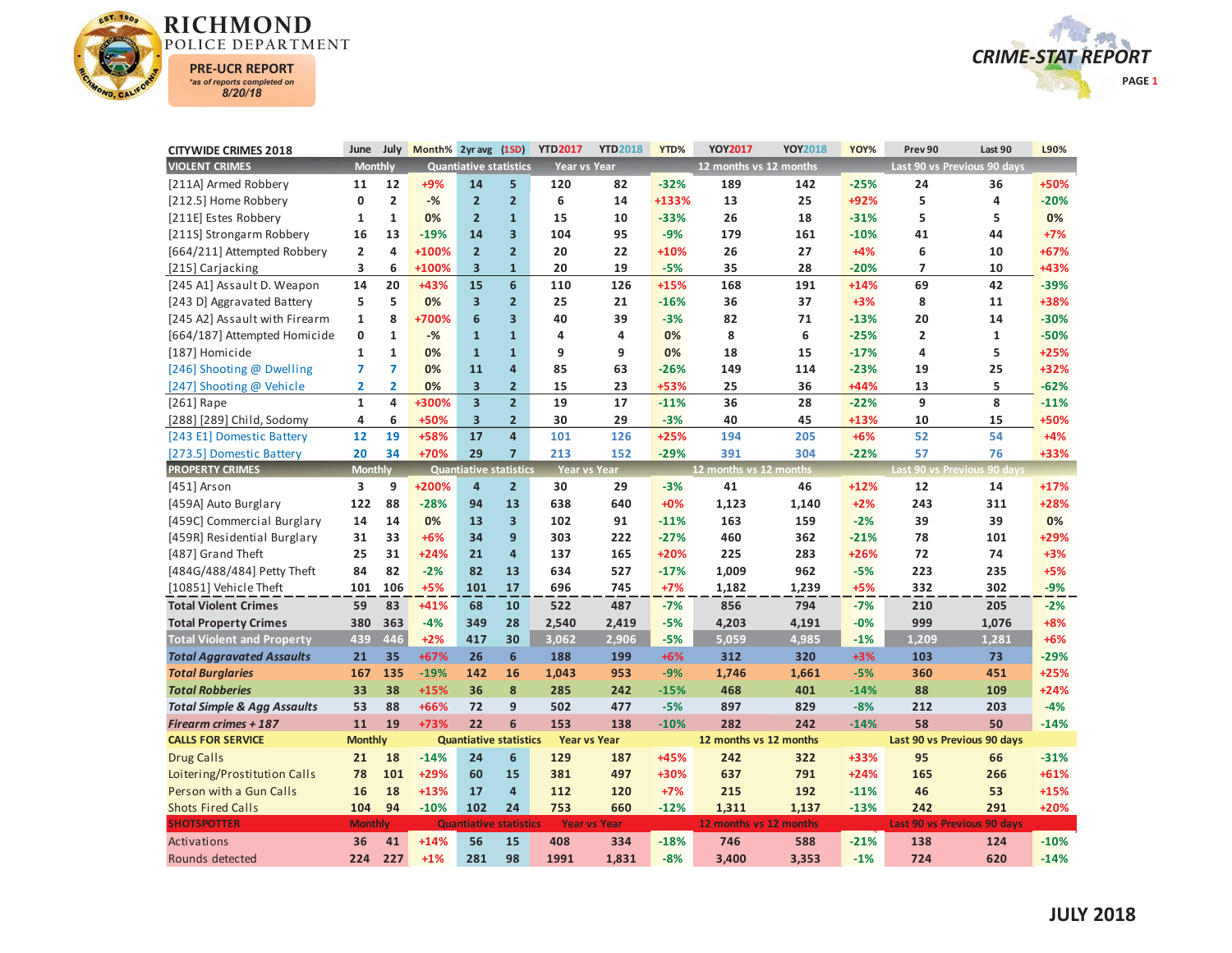# RICHMOND POLICE DEPARTMENT

**PRE-UCR REPORT**
*as of reports completed on 8/20/18

## CRIME-STAT REPORT

| CITYWIDE CRIMES 2018 | June | July | Month% | 2yr avg | (1SD) | YTD2017 | YTD2018 | YTD% | YOY2017 | YOY2018 | YOY% | Prev 90 | Last 90 | L90% |
|---|---|---|---|---|---|---|---|---|---|---|---|---|---|---|
| **VIOLENT CRIMES** | Monthly | | Quantiative statistics | | | Year vs Year | | | 12 months vs 12 months | | | Last 90 vs Previous 90 days | | |
| [211A] Armed Robbery | 11 | 12 | +9% | 14 | 5 | 120 | 82 | -32% | 189 | 142 | -25% | 24 | 36 | +50% |
| [212.5] Home Robbery | 0 | 2 | -% | 2 | 2 | 6 | 14 | +133% | 13 | 25 | +92% | 5 | 4 | -20% |
| [211E] Estes Robbery | 1 | 1 | 0% | 2 | 1 | 15 | 10 | -33% | 26 | 18 | -31% | 5 | 5 | 0% |
| [211S] Strongarm Robbery | 16 | 13 | -19% | 14 | 3 | 104 | 95 | -9% | 179 | 161 | -10% | 41 | 44 | +7% |
| [664/211] Attempted Robbery | 2 | 4 | +100% | 2 | 2 | 20 | 22 | +10% | 26 | 27 | +4% | 6 | 10 | +67% |
| [215] Carjacking | 3 | 6 | +100% | 3 | 1 | 20 | 19 | -5% | 35 | 28 | -20% | 7 | 10 | +43% |
| [245 A1] Assault D. Weapon | 14 | 20 | +43% | 15 | 6 | 110 | 126 | +15% | 168 | 191 | +14% | 69 | 42 | -39% |
| [243 D] Aggravated Battery | 5 | 5 | 0% | 3 | 2 | 25 | 21 | -16% | 36 | 37 | +3% | 8 | 11 | +38% |
| [245 A2] Assault with Firearm | 1 | 8 | +700% | 6 | 3 | 40 | 39 | -3% | 82 | 71 | -13% | 20 | 14 | -30% |
| [664/187] Attempted Homicide | 0 | 1 | -% | 1 | 1 | 4 | 4 | 0% | 8 | 6 | -25% | 2 | 1 | -50% |
| [187] Homicide | 1 | 1 | 0% | 1 | 1 | 9 | 9 | 0% | 18 | 15 | -17% | 4 | 5 | +25% |
| [246] Shooting @ Dwelling | 7 | 7 | 0% | 11 | 4 | 85 | 63 | -26% | 149 | 114 | -23% | 19 | 25 | +32% |
| [247] Shooting @ Vehicle | 2 | 2 | 0% | 3 | 2 | 15 | 23 | +53% | 25 | 36 | +44% | 13 | 5 | -62% |
| [261] Rape | 1 | 4 | +300% | 3 | 2 | 19 | 17 | -11% | 36 | 28 | -22% | 9 | 8 | -11% |
| [288] [289] Child, Sodomy | 4 | 6 | +50% | 3 | 2 | 30 | 29 | -3% | 40 | 45 | +13% | 10 | 15 | +50% |
| [243 E1] Domestic Battery | 12 | 19 | +58% | 17 | 4 | 101 | 126 | +25% | 194 | 205 | +6% | 52 | 54 | +4% |
| [273.5] Domestic Battery | 20 | 34 | +70% | 29 | 7 | 213 | 152 | -29% | 391 | 304 | -22% | 57 | 76 | +33% |
| **PROPERTY CRIMES** | Monthly | | Quantiative statistics | | | Year vs Year | | | 12 months vs 12 months | | | Last 90 vs Previous 90 days | | |
| [451] Arson | 3 | 9 | +200% | 4 | 2 | 30 | 29 | -3% | 41 | 46 | +12% | 12 | 14 | +17% |
| [459A] Auto Burglary | 122 | 88 | -28% | 94 | 13 | 638 | 640 | +0% | 1,123 | 1,140 | +2% | 243 | 311 | +28% |
| [459C] Commercial Burglary | 14 | 14 | 0% | 13 | 3 | 102 | 91 | -11% | 163 | 159 | -2% | 39 | 39 | 0% |
| [459R] Residential Burglary | 31 | 33 | +6% | 34 | 9 | 303 | 222 | -27% | 460 | 362 | -21% | 78 | 101 | +29% |
| [487] Grand Theft | 25 | 31 | +24% | 21 | 4 | 137 | 165 | +20% | 225 | 283 | +26% | 72 | 74 | +3% |
| [484G/488/484] Petty Theft | 84 | 82 | -2% | 82 | 13 | 634 | 527 | -17% | 1,009 | 962 | -5% | 223 | 235 | +5% |
| [10851] Vehicle Theft | 101 | 106 | +5% | 101 | 17 | 696 | 745 | +7% | 1,182 | 1,239 | +5% | 332 | 302 | -9% |
| **Total Violent Crimes** | 59 | 83 | +41% | 68 | 10 | 522 | 487 | -7% | 856 | 794 | -7% | 210 | 205 | -2% |
| **Total Property Crimes** | 380 | 363 | -4% | 349 | 28 | 2,540 | 2,419 | -5% | 4,203 | 4,191 | -0% | 999 | 1,076 | +8% |
| **Total Violent and Property** | 439 | 446 | +2% | 417 | 30 | 3,062 | 2,906 | -5% | 5,059 | 4,985 | -1% | 1,209 | 1,281 | +6% |
| ***Total Aggravated Assaults*** | 21 | 35 | +67% | 26 | 6 | 188 | 199 | +6% | 312 | 320 | +3% | 103 | 73 | -29% |
| ***Total Burglaries*** | 167 | 135 | -19% | 142 | 16 | 1,043 | 953 | -9% | 1,746 | 1,661 | -5% | 360 | 451 | +25% |
| ***Total Robberies*** | 33 | 38 | +15% | 36 | 8 | 285 | 242 | -15% | 468 | 401 | -14% | 88 | 109 | +24% |
| ***Total Simple & Agg Assaults*** | 53 | 88 | +66% | 72 | 9 | 502 | 477 | -5% | 897 | 829 | -8% | 212 | 203 | -4% |
| ***Firearm crimes + 187*** | 11 | 19 | +73% | 22 | 6 | 153 | 138 | -10% | 282 | 242 | -14% | 58 | 50 | -14% |
| **CALLS FOR SERVICE** | Monthly | | Quantiative statistics | | | Year vs Year | | | 12 months vs 12 months | | | Last 90 vs Previous 90 days | | |
| Drug Calls | 21 | 18 | -14% | 24 | 6 | 129 | 187 | +45% | 242 | 322 | +33% | 95 | 66 | -31% |
| Loitering/Prostitution Calls | 78 | 101 | +29% | 60 | 15 | 381 | 497 | +30% | 637 | 791 | +24% | 165 | 266 | +61% |
| Person with a Gun Calls | 16 | 18 | +13% | 17 | 4 | 112 | 120 | +7% | 215 | 192 | -11% | 46 | 53 | +15% |
| Shots Fired Calls | 104 | 94 | -10% | 102 | 24 | 753 | 660 | -12% | 1,311 | 1,137 | -13% | 242 | 291 | +20% |
| **SHOTSPOTTER** | Monthly | | Quantiative statistics | | | Year vs Year | | | 12 months vs 12 months | | | Last 90 vs Previous 90 days | | |
| Activations | 36 | 41 | +14% | 56 | 15 | 408 | 334 | -18% | 746 | 588 | -21% | 138 | 124 | -10% |
| Rounds detected | 224 | 227 | +1% | 281 | 98 | 1991 | 1,831 | -8% | 3,400 | 3,353 | -1% | 724 | 620 | -14% |

**JULY 2018**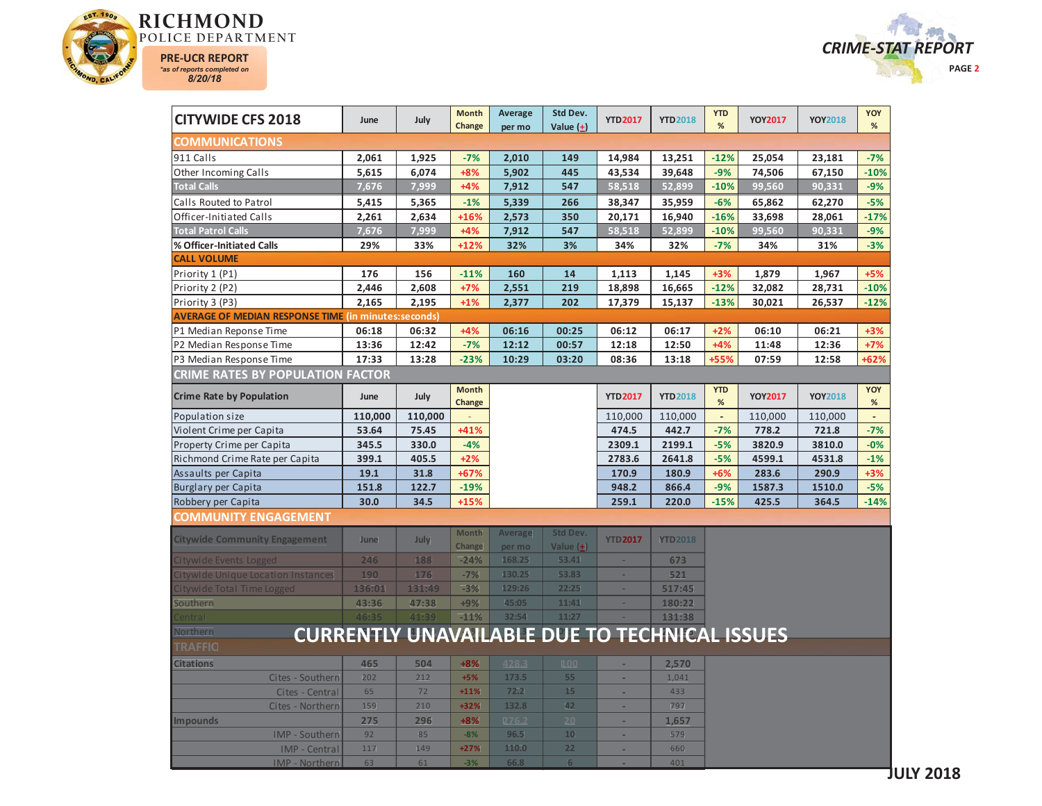# RICHMOND POLICE DEPARTMENT

**PRE-UCR REPORT**
*as of reports completed on 8/20/18*

**CRIME-STAT REPORT**

| CITYWIDE CFS 2018 | June | July | Month Change | Average per mo | Std Dev. Value (±) | YTD2017 | YTD2018 | YTD % | YOY2017 | YOY2018 | YOY % |
|---|---|---|---|---|---|---|---|---|---|---|---|
| **COMMUNICATIONS** | | | | | | | | | | | |
| 911 Calls | 2,061 | 1,925 | -7% | 2,010 | 149 | 14,984 | 13,251 | -12% | 25,054 | 23,181 | -7% |
| Other Incoming Calls | 5,615 | 6,074 | +8% | 5,902 | 445 | 43,534 | 39,648 | -9% | 74,506 | 67,150 | -10% |
| **Total Calls** | 7,676 | 7,999 | +4% | 7,912 | 547 | 58,518 | 52,899 | -10% | 99,560 | 90,331 | -9% |
| Calls Routed to Patrol | 5,415 | 5,365 | -1% | 5,339 | 266 | 38,347 | 35,959 | -6% | 65,862 | 62,270 | -5% |
| Officer-Initiated Calls | 2,261 | 2,634 | +16% | 2,573 | 350 | 20,171 | 16,940 | -16% | 33,698 | 28,061 | -17% |
| **Total Patrol Calls** | 7,676 | 7,999 | +4% | 7,912 | 547 | 58,518 | 52,899 | -10% | 99,560 | 90,331 | -9% |
| % Officer-Initiated Calls | 29% | 33% | +12% | 32% | 3% | 34% | 32% | -7% | 34% | 31% | -3% |
| **CALL VOLUME** | | | | | | | | | | | |
| Priority 1 (P1) | 176 | 156 | -11% | 160 | 14 | 1,113 | 1,145 | +3% | 1,879 | 1,967 | +5% |
| Priority 2 (P2) | 2,446 | 2,608 | +7% | 2,551 | 219 | 18,898 | 16,665 | -12% | 32,082 | 28,731 | -10% |
| Priority 3 (P3) | 2,165 | 2,195 | +1% | 2,377 | 202 | 17,379 | 15,137 | -13% | 30,021 | 26,537 | -12% |
| **AVERAGE OF MEDIAN RESPONSE TIME (in minutes:seconds)** | | | | | | | | | | | |
| P1 Median Reponse Time | 06:18 | 06:32 | +4% | 06:16 | 00:25 | 06:12 | 06:17 | +2% | 06:10 | 06:21 | +3% |
| P2 Median Response Time | 13:36 | 12:42 | -7% | 12:12 | 00:57 | 12:18 | 12:50 | +4% | 11:48 | 12:36 | +7% |
| P3 Median Response Time | 17:33 | 13:28 | -23% | 10:29 | 03:20 | 08:36 | 13:18 | +55% | 07:59 | 12:58 | +62% |

**CRIME RATES BY POPULATION FACTOR**

| Crime Rate by Population | June | July | Month Change | YTD2017 | YTD2018 | YTD % | YOY2017 | YOY2018 | YOY % |
|---|---|---|---|---|---|---|---|---|---|
| Population size | 110,000 | 110,000 | - | 110,000 | 110,000 | - | 110,000 | 110,000 | - |
| Violent Crime per Capita | 53.64 | 75.45 | +41% | 474.5 | 442.7 | -7% | 778.2 | 721.8 | -7% |
| Property Crime per Capita | 345.5 | 330.0 | -4% | 2309.1 | 2199.1 | -5% | 3820.9 | 3810.0 | -0% |
| Richmond Crime Rate per Capita | 399.1 | 405.5 | +2% | 2783.6 | 2641.8 | -5% | 4599.1 | 4531.8 | -1% |
| Assaults per Capita | 19.1 | 31.8 | +67% | 170.9 | 180.9 | +6% | 283.6 | 290.9 | +3% |
| Burglary per Capita | 151.8 | 122.7 | -19% | 948.2 | 866.4 | -9% | 1587.3 | 1510.0 | -5% |
| Robbery per Capita | 30.0 | 34.5 | +15% | 259.1 | 220.0 | -15% | 425.5 | 364.5 | -14% |

**COMMUNITY ENGAGEMENT**

**CURRENTLY UNAVAILABLE DUE TO TECHNICAL ISSUES**

| Citywide Community Engagement | June | July | Month Change | Average per mo | Std Dev. Value (±) | YTD2017 | YTD2018 |
|---|---|---|---|---|---|---|---|
| Citywide Events Logged | 246 | 188 | -24% | 168.25 | 53.41 | - | 673 |
| Citywide Unique Location Instances | 190 | 176 | -7% | 130.25 | 53.83 | - | 521 |
| Citywide Total Time Logged | 136:01 | 131:49 | -3% | 129:26 | 22:25 | - | 517:45 |
| Southern | 43:36 | 47:38 | +9% | 45:05 | 11:41 | - | 180:22 |
| Central | 46:35 | 41:39 | -11% | 32:54 | 11:27 | - | 131:38 |
| Northern | | | | | | | |
| **TRAFFIC** | | | | | | | |
| Citations | 465 | 504 | +8% | 428.3 | 100 | - | 2,570 |
| Cites - Southern | 202 | 212 | +5% | 173.5 | 55 | - | 1,041 |
| Cites - Central | 65 | 72 | +11% | 72.2 | 15 | - | 433 |
| Cites - Northern | 159 | 210 | +32% | 132.8 | 42 | - | 797 |
| Impounds | 275 | 296 | +8% | 276.2 | 20 | - | 1,657 |
| IMP - Southern | 92 | 85 | -8% | 96.5 | 10 | - | 579 |
| IMP - Central | 117 | 149 | +27% | 110.0 | 22 | - | 660 |
| IMP - Northern | 63 | 61 | -3% | 66.8 | 6 | - | 401 |

**JULY 2018**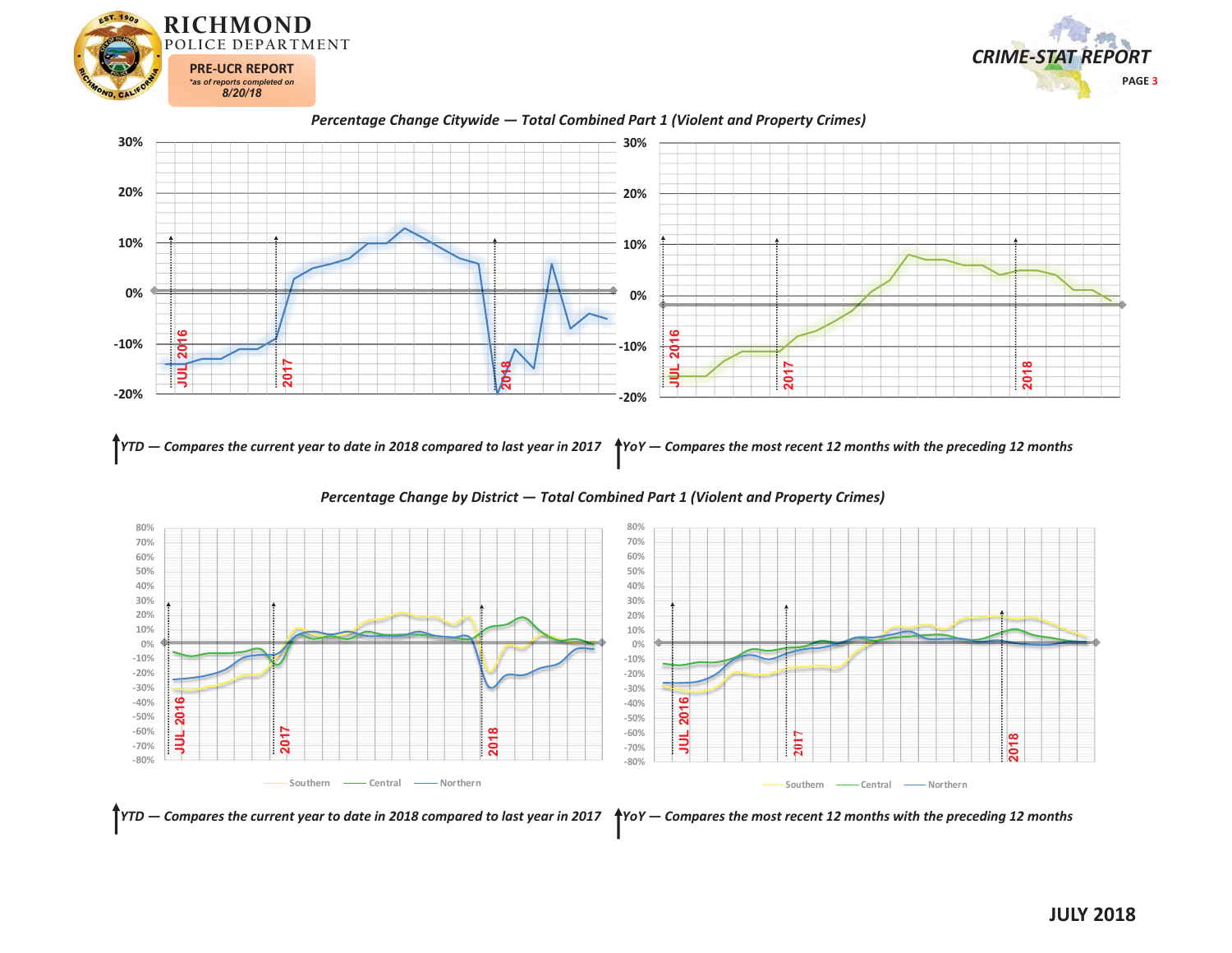# RICHMOND POLICE DEPARTMENT

**PRE-UCR REPORT**
*\*as of reports completed on*
**8/20/18**

## CRIME-STAT REPORT

### *Percentage Change Citywide — Total Combined Part 1 (Violent and Property Crimes)*

30%
20%
10%
0%
-10%
-20%

JUL 2016 | 2017 | 2018

*YTD — Compares the current year to date in 2018 compared to last year in 2017*

*YoY — Compares the most recent 12 months with the preceding 12 months*

### *Percentage Change by District — Total Combined Part 1 (Violent and Property Crimes)*

80%
70%
60%
50%
40%
30%
20%
10%
0%
-10%
-20%
-30%
-40%
-50%
-60%
-70%
-80%

JUL 2016 | 2017 | 2018

Southern — Central — Northern

*YTD — Compares the current year to date in 2018 compared to last year in 2017*

*YoY — Compares the most recent 12 months with the preceding 12 months*

**JULY 2018**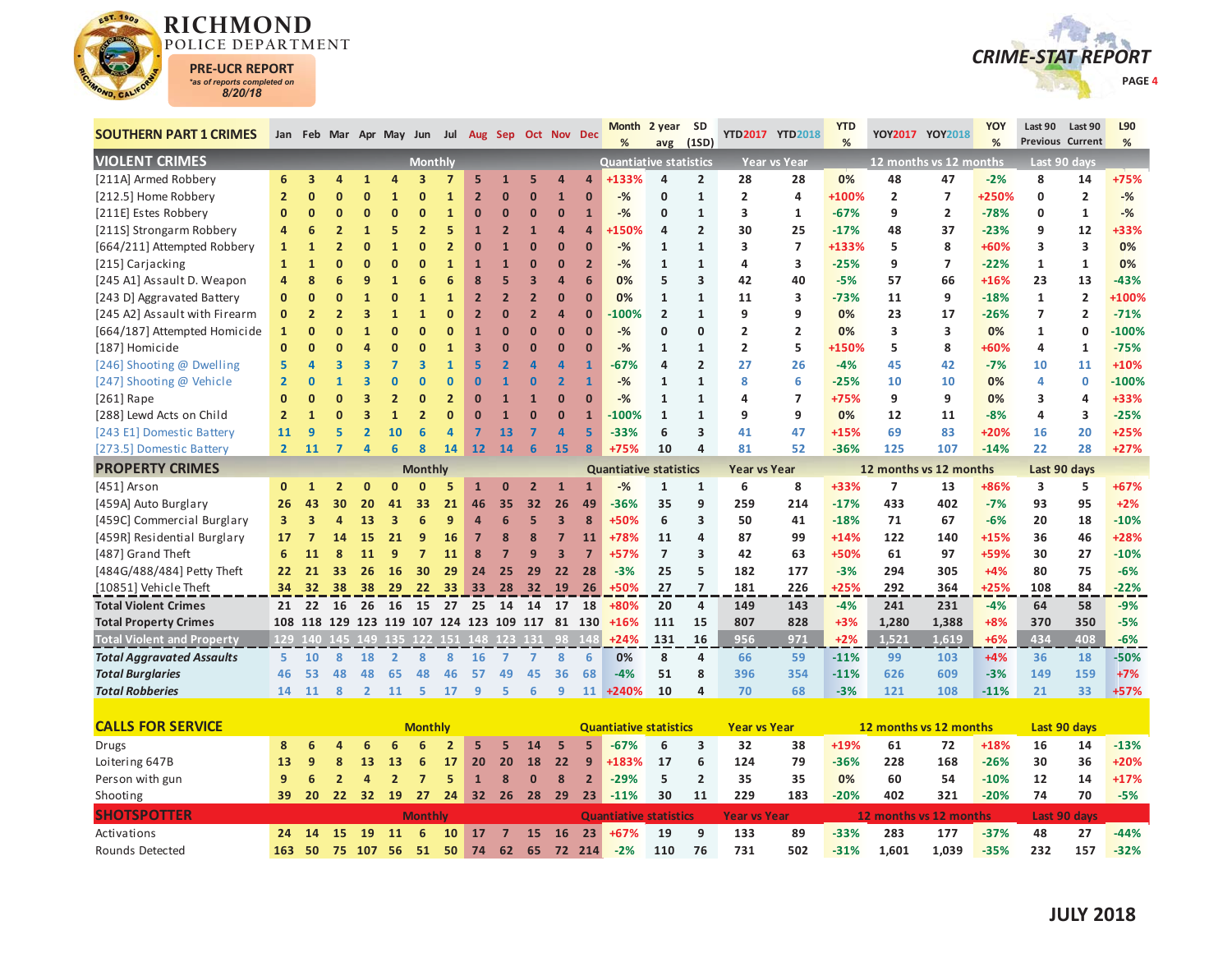# RICHMOND POLICE DEPARTMENT

**PRE-UCR REPORT**
*as of reports completed on 8/20/18

**CRIME-STAT REPORT**

| SOUTHERN PART 1 CRIMES | Jan | Feb | Mar | Apr | May | Jun | Jul | Aug | Sep | Oct | Nov | Dec | Month % | 2 year avg | SD (1SD) | YTD2017 | YTD2018 | YTD % | YOY2017 | YOY2018 | YOY % | Last 90 Previous | Last 90 Current | L90 % |
|---|---|---|---|---|---|---|---|---|---|---|---|---|---|---|---|---|---|---|---|---|---|---|---|---|
| **VIOLENT CRIMES** | Monthly | | | | | | | | | | | | Quantiative statistics | | | Year vs Year | | | 12 months vs 12 months | | | Last 90 days | | |
| [211A] Armed Robbery | 6 | 3 | 4 | 1 | 4 | 3 | 7 | 5 | 1 | 5 | 4 | 4 | +133% | 4 | 2 | 28 | 28 | 0% | 48 | 47 | -2% | 8 | 14 | +75% |
| [212.5] Home Robbery | 2 | 0 | 0 | 0 | 1 | 0 | 1 | 2 | 0 | 0 | 1 | 0 | -% | 0 | 1 | 2 | 4 | +100% | 2 | 7 | +250% | 0 | 2 | -% |
| [211E] Estes Robbery | 0 | 0 | 0 | 0 | 0 | 0 | 1 | 0 | 0 | 0 | 0 | 1 | -% | 0 | 1 | 3 | 1 | -67% | 9 | 2 | -78% | 0 | 1 | -% |
| [211S] Strongarm Robbery | 4 | 6 | 2 | 1 | 5 | 2 | 5 | 1 | 2 | 1 | 4 | 4 | +150% | 4 | 2 | 30 | 25 | -17% | 48 | 37 | -23% | 9 | 12 | +33% |
| [664/211] Attempted Robbery | 1 | 1 | 2 | 0 | 1 | 0 | 2 | 0 | 1 | 0 | 0 | 0 | -% | 1 | 1 | 3 | 7 | +133% | 5 | 8 | +60% | 3 | 3 | 0% |
| [215] Carjacking | 1 | 1 | 0 | 0 | 0 | 0 | 1 | 1 | 1 | 0 | 0 | 2 | -% | 1 | 1 | 4 | 3 | -25% | 9 | 7 | -22% | 1 | 1 | 0% |
| [245 A1] Assault D. Weapon | 4 | 8 | 6 | 9 | 1 | 6 | 6 | 8 | 5 | 3 | 4 | 6 | 0% | 5 | 3 | 42 | 40 | -5% | 57 | 66 | +16% | 23 | 13 | -43% |
| [243 D] Aggravated Battery | 0 | 0 | 0 | 1 | 0 | 1 | 1 | 2 | 2 | 2 | 0 | 0 | 0% | 1 | 1 | 11 | 3 | -73% | 11 | 9 | -18% | 1 | 2 | +100% |
| [245 A2] Assault with Firearm | 0 | 2 | 2 | 3 | 1 | 1 | 0 | 2 | 0 | 2 | 4 | 0 | -100% | 2 | 1 | 9 | 9 | 0% | 23 | 17 | -26% | 7 | 2 | -71% |
| [664/187] Attempted Homicide | 1 | 0 | 0 | 1 | 0 | 0 | 0 | 1 | 0 | 0 | 0 | 0 | -% | 0 | 0 | 2 | 2 | 0% | 3 | 3 | 0% | 1 | 0 | -100% |
| [187] Homicide | 0 | 0 | 0 | 4 | 0 | 0 | 1 | 3 | 0 | 0 | 0 | 0 | -% | 1 | 1 | 2 | 5 | +150% | 5 | 8 | +60% | 4 | 1 | -75% |
| [246] Shooting @ Dwelling | 5 | 4 | 3 | 3 | 7 | 3 | 1 | 5 | 2 | 4 | 4 | 1 | -67% | 4 | 2 | 27 | 26 | -4% | 45 | 42 | -7% | 10 | 11 | +10% |
| [247] Shooting @ Vehicle | 2 | 0 | 1 | 3 | 0 | 0 | 0 | 0 | 1 | 0 | 2 | 1 | -% | 1 | 1 | 8 | 6 | -25% | 10 | 10 | 0% | 4 | 0 | -100% |
| [261] Rape | 0 | 0 | 0 | 3 | 2 | 0 | 2 | 0 | 1 | 1 | 0 | 0 | -% | 1 | 1 | 4 | 7 | +75% | 9 | 9 | 0% | 3 | 4 | +33% |
| [288] Lewd Acts on Child | 2 | 1 | 0 | 3 | 1 | 2 | 0 | 0 | 1 | 0 | 0 | 1 | -100% | 1 | 1 | 9 | 9 | 0% | 12 | 11 | -8% | 4 | 3 | -25% |
| [243 E1] Domestic Battery | 11 | 9 | 5 | 2 | 10 | 6 | 4 | 7 | 13 | 7 | 4 | 5 | -33% | 6 | 3 | 41 | 47 | +15% | 69 | 83 | +20% | 16 | 20 | +25% |
| [273.5] Domestic Battery | 2 | 11 | 7 | 4 | 6 | 8 | 14 | 12 | 14 | 6 | 15 | 8 | +75% | 10 | 4 | 81 | 52 | -36% | 125 | 107 | -14% | 22 | 28 | +27% |
| **PROPERTY CRIMES** | Monthly | | | | | | | | | | | | Quantiative statistics | | | Year vs Year | | | 12 months vs 12 months | | | Last 90 days | | |
| [451] Arson | 0 | 1 | 2 | 0 | 0 | 0 | 5 | 1 | 0 | 2 | 1 | 1 | -% | 1 | 1 | 6 | 8 | +33% | 7 | 13 | +86% | 3 | 5 | +67% |
| [459A] Auto Burglary | 26 | 43 | 30 | 20 | 41 | 33 | 21 | 46 | 35 | 32 | 26 | 49 | -36% | 35 | 9 | 259 | 214 | -17% | 433 | 402 | -7% | 93 | 95 | +2% |
| [459C] Commercial Burglary | 3 | 3 | 4 | 13 | 3 | 6 | 9 | 4 | 6 | 5 | 3 | 8 | +50% | 6 | 3 | 50 | 41 | -18% | 71 | 67 | -6% | 20 | 18 | -10% |
| [459R] Residential Burglary | 17 | 7 | 14 | 15 | 21 | 9 | 16 | 7 | 8 | 8 | 7 | 11 | +78% | 11 | 4 | 87 | 99 | +14% | 122 | 140 | +15% | 36 | 46 | +28% |
| [487] Grand Theft | 6 | 11 | 8 | 11 | 9 | 7 | 11 | 8 | 7 | 9 | 3 | 7 | +57% | 7 | 3 | 42 | 63 | +50% | 61 | 97 | +59% | 30 | 27 | -10% |
| [484G/488/484] Petty Theft | 22 | 21 | 33 | 26 | 16 | 30 | 29 | 24 | 25 | 29 | 22 | 28 | -3% | 25 | 5 | 182 | 177 | -3% | 294 | 305 | +4% | 80 | 75 | -6% |
| [10851] Vehicle Theft | 34 | 32 | 38 | 38 | 29 | 22 | 33 | 33 | 28 | 32 | 19 | 26 | +50% | 27 | 7 | 181 | 226 | +25% | 292 | 364 | +25% | 108 | 84 | -22% |
| **Total Violent Crimes** | 21 | 22 | 16 | 26 | 16 | 15 | 27 | 25 | 14 | 14 | 17 | 18 | +80% | 20 | 4 | 149 | 143 | -4% | 241 | 231 | -4% | 64 | 58 | -9% |
| **Total Property Crimes** | 108 | 118 | 129 | 123 | 119 | 107 | 124 | 123 | 109 | 117 | 81 | 130 | +16% | 111 | 15 | 807 | 828 | +3% | 1,280 | 1,388 | +8% | 370 | 350 | -5% |
| **Total Violent and Property** | 129 | 140 | 145 | 149 | 135 | 122 | 151 | 148 | 123 | 131 | 98 | 148 | +24% | 131 | 16 | 956 | 971 | +2% | 1,521 | 1,619 | +6% | 434 | 408 | -6% |
| ***Total Aggravated Assaults*** | 5 | 10 | 8 | 18 | 2 | 8 | 8 | 16 | 7 | 7 | 8 | 6 | 0% | 8 | 4 | 66 | 59 | -11% | 99 | 103 | +4% | 36 | 18 | -50% |
| ***Total Burglaries*** | 46 | 53 | 48 | 48 | 65 | 48 | 46 | 57 | 49 | 45 | 36 | 68 | -4% | 51 | 8 | 396 | 354 | -11% | 626 | 609 | -3% | 149 | 159 | +7% |
| ***Total Robberies*** | 14 | 11 | 8 | 2 | 11 | 5 | 17 | 9 | 5 | 6 | 9 | 11 | +240% | 10 | 4 | 70 | 68 | -3% | 121 | 108 | -11% | 21 | 33 | +57% |

| CALLS FOR SERVICE | Jan | Feb | Mar | Apr | May | Jun | Jul | Aug | Sep | Oct | Nov | Dec | Month % | 2 year avg | SD (1SD) | YTD2017 | YTD2018 | YTD % | YOY2017 | YOY2018 | YOY % | Last 90 Previous | Last 90 Current | L90 % |
|---|---|---|---|---|---|---|---|---|---|---|---|---|---|---|---|---|---|---|---|---|---|---|---|---|
| | Monthly | | | | | | | | | | | | Quantiative statistics | | | Year vs Year | | | 12 months vs 12 months | | | Last 90 days | | |
| Drugs | 8 | 6 | 4 | 6 | 6 | 6 | 2 | 5 | 5 | 14 | 5 | 5 | -67% | 6 | 3 | 32 | 38 | +19% | 61 | 72 | +18% | 16 | 14 | -13% |
| Loitering 647B | 13 | 9 | 8 | 13 | 13 | 6 | 17 | 20 | 20 | 18 | 22 | 9 | +183% | 17 | 6 | 124 | 79 | -36% | 228 | 168 | -26% | 30 | 36 | +20% |
| Person with gun | 9 | 6 | 2 | 4 | 2 | 7 | 5 | 1 | 8 | 0 | 8 | 2 | -29% | 5 | 2 | 35 | 35 | 0% | 60 | 54 | -10% | 12 | 14 | +17% |
| Shooting | 39 | 20 | 22 | 32 | 19 | 27 | 24 | 32 | 26 | 28 | 29 | 23 | -11% | 30 | 11 | 229 | 183 | -20% | 402 | 321 | -20% | 74 | 70 | -5% |
| **SHOTSPOTTER** | Monthly | | | | | | | | | | | | Quantiative statistics | | | Year vs Year | | | 12 months vs 12 months | | | Last 90 days | | |
| Activations | 24 | 14 | 15 | 19 | 11 | 6 | 10 | 17 | 7 | 15 | 16 | 23 | +67% | 19 | 9 | 133 | 89 | -33% | 283 | 177 | -37% | 48 | 27 | -44% |
| Rounds Detected | 163 | 50 | 75 | 107 | 56 | 51 | 50 | 74 | 62 | 65 | 72 | 214 | -2% | 110 | 76 | 731 | 502 | -31% | 1,601 | 1,039 | -35% | 232 | 157 | -32% |

**JULY 2018**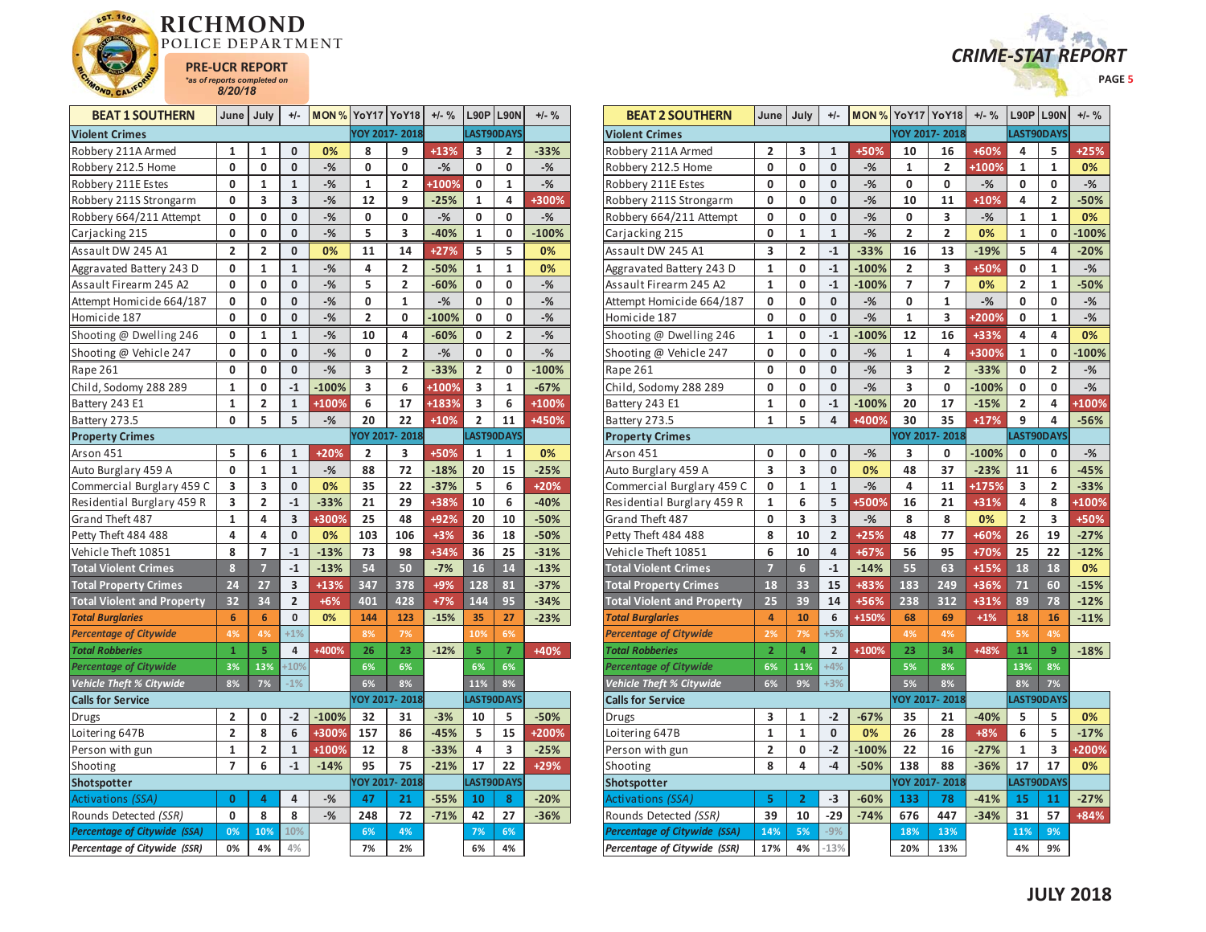# RICHMOND POLICE DEPARTMENT

**PRE-UCR REPORT**
*as of reports completed on
8/20/18

**CRIME-STAT REPORT**

| BEAT 1 SOUTHERN | June | July | +/- | MON % | YoY17 | YoY18 | +/- % | L90P | L90N | +/- % |
|---|---|---|---|---|---|---|---|---|---|---|
| **Violent Crimes** | | | | | YOY 2017- 2018 | | | LAST90DAYS | | |
| Robbery 211A Armed | 1 | 1 | 0 | 0% | 8 | 9 | +13% | 3 | 2 | -33% |
| Robbery 212.5 Home | 0 | 0 | 0 | -% | 0 | 0 | -% | 0 | 0 | -% |
| Robbery 211E Estes | 0 | 1 | 1 | -% | 1 | 2 | +100% | 0 | 1 | -% |
| Robbery 211S Strongarm | 0 | 3 | 3 | -% | 12 | 9 | -25% | 1 | 4 | +300% |
| Robbery 664/211 Attempt | 0 | 0 | 0 | -% | 0 | 0 | -% | 0 | 0 | -% |
| Carjacking 215 | 0 | 0 | 0 | -% | 5 | 3 | -40% | 1 | 0 | -100% |
| Assault DW 245 A1 | 2 | 2 | 0 | 0% | 11 | 14 | +27% | 5 | 5 | 0% |
| Aggravated Battery 243 D | 0 | 1 | 1 | -% | 4 | 2 | -50% | 1 | 1 | 0% |
| Assault Firearm 245 A2 | 0 | 0 | 0 | -% | 5 | 2 | -60% | 0 | 0 | -% |
| Attempt Homicide 664/187 | 0 | 0 | 0 | -% | 0 | 1 | -% | 0 | 0 | -% |
| Homicide 187 | 0 | 0 | 0 | -% | 2 | 0 | -100% | 0 | 0 | -% |
| Shooting @ Dwelling 246 | 0 | 1 | 1 | -% | 10 | 4 | -60% | 0 | 2 | -% |
| Shooting @ Vehicle 247 | 0 | 0 | 0 | -% | 0 | 2 | -% | 0 | 0 | -% |
| Rape 261 | 0 | 0 | 0 | -% | 3 | 2 | -33% | 2 | 0 | -100% |
| Child, Sodomy 288 289 | 1 | 0 | -1 | -100% | 3 | 6 | +100% | 3 | 1 | -67% |
| Battery 243 E1 | 1 | 2 | 1 | +100% | 6 | 17 | +183% | 3 | 6 | +100% |
| Battery 273.5 | 0 | 5 | 5 | -% | 20 | 22 | +10% | 2 | 11 | +450% |
| **Property Crimes** | | | | | YOY 2017- 2018 | | | LAST90DAYS | | |
| Arson 451 | 5 | 6 | 1 | +20% | 2 | 3 | +50% | 1 | 1 | 0% |
| Auto Burglary 459 A | 0 | 1 | 1 | -% | 88 | 72 | -18% | 20 | 15 | -25% |
| Commercial Burglary 459 C | 3 | 3 | 0 | 0% | 35 | 22 | -37% | 5 | 6 | +20% |
| Residential Burglary 459 R | 3 | 2 | -1 | -33% | 21 | 29 | +38% | 10 | 6 | -40% |
| Grand Theft 487 | 1 | 4 | 3 | +300% | 25 | 48 | +92% | 20 | 10 | -50% |
| Petty Theft 484 488 | 4 | 4 | 0 | 0% | 103 | 106 | +3% | 36 | 18 | -50% |
| Vehicle Theft 10851 | 8 | 7 | -1 | -13% | 73 | 98 | +34% | 36 | 25 | -31% |
| **Total Violent Crimes** | 8 | 7 | -1 | -13% | 54 | 50 | -7% | 16 | 14 | -13% |
| **Total Property Crimes** | 24 | 27 | 3 | +13% | 347 | 378 | +9% | 128 | 81 | -37% |
| **Total Violent and Property** | 32 | 34 | 2 | +6% | 401 | 428 | +7% | 144 | 95 | -34% |
| ***Total Burglaries*** | 6 | 6 | 0 | 0% | 144 | 123 | -15% | 35 | 27 | -23% |
| ***Percentage of Citywide*** | 4% | 4% | +1% | | 8% | 7% | | 10% | 6% | |
| ***Total Robberies*** | 1 | 5 | 4 | +400% | 26 | 23 | -12% | 5 | 7 | +40% |
| ***Percentage of Citywide*** | 3% | 13% | +10% | | 6% | 6% | | 6% | 6% | |
| ***Vehicle Theft % Citywide*** | 8% | 7% | -1% | | 6% | 8% | | 11% | 8% | |
| **Calls for Service** | | | | | YOY 2017- 2018 | | | LAST90DAYS | | |
| Drugs | 2 | 0 | -2 | -100% | 32 | 31 | -3% | 10 | 5 | -50% |
| Loitering 647B | 2 | 8 | 6 | +300% | 157 | 86 | -45% | 5 | 15 | +200% |
| Person with gun | 1 | 2 | 1 | +100% | 12 | 8 | -33% | 4 | 3 | -25% |
| Shooting | 7 | 6 | -1 | -14% | 95 | 75 | -21% | 17 | 22 | +29% |
| **Shotspotter** | | | | | YOY 2017- 2018 | | | LAST90DAYS | | |
| *Activations (SSA)* | 0 | 4 | 4 | -% | 47 | 21 | -55% | 10 | 8 | -20% |
| *Rounds Detected (SSR)* | 0 | 8 | 8 | -% | 248 | 72 | -71% | 42 | 27 | -36% |
| ***Percentage of Citywide (SSA)*** | 0% | 10% | 10% | | 6% | 4% | | 7% | 6% | |
| ***Percentage of Citywide (SSR)*** | 0% | 4% | 4% | | 7% | 2% | | 6% | 4% | |

| BEAT 2 SOUTHERN | June | July | +/- | MON % | YoY17 | YoY18 | +/- % | L90P | L90N | +/- % |
|---|---|---|---|---|---|---|---|---|---|---|
| **Violent Crimes** | | | | | YOY 2017- 2018 | | | LAST90DAYS | | |
| Robbery 211A Armed | 2 | 3 | 1 | +50% | 10 | 16 | +60% | 4 | 5 | +25% |
| Robbery 212.5 Home | 0 | 0 | 0 | -% | 1 | 2 | +100% | 1 | 1 | 0% |
| Robbery 211E Estes | 0 | 0 | 0 | -% | 0 | 0 | -% | 0 | 0 | -% |
| Robbery 211S Strongarm | 0 | 0 | 0 | -% | 10 | 11 | +10% | 4 | 2 | -50% |
| Robbery 664/211 Attempt | 0 | 0 | 0 | -% | 0 | 3 | -% | 1 | 1 | 0% |
| Carjacking 215 | 0 | 1 | 1 | -% | 2 | 2 | 0% | 1 | 0 | -100% |
| Assault DW 245 A1 | 3 | 2 | -1 | -33% | 16 | 13 | -19% | 5 | 4 | -20% |
| Aggravated Battery 243 D | 1 | 0 | -1 | -100% | 2 | 3 | +50% | 0 | 1 | -% |
| Assault Firearm 245 A2 | 1 | 0 | -1 | -100% | 7 | 7 | 0% | 2 | 1 | -50% |
| Attempt Homicide 664/187 | 0 | 0 | 0 | -% | 0 | 1 | -% | 0 | 0 | -% |
| Homicide 187 | 0 | 0 | 0 | -% | 1 | 3 | +200% | 0 | 1 | -% |
| Shooting @ Dwelling 246 | 1 | 0 | -1 | -100% | 12 | 16 | +33% | 4 | 4 | 0% |
| Shooting @ Vehicle 247 | 0 | 0 | 0 | -% | 1 | 4 | +300% | 1 | 0 | -100% |
| Rape 261 | 0 | 0 | 0 | -% | 3 | 2 | -33% | 0 | 2 | -% |
| Child, Sodomy 288 289 | 0 | 0 | 0 | -% | 3 | 0 | -100% | 0 | 0 | -% |
| Battery 243 E1 | 1 | 0 | -1 | -100% | 20 | 17 | -15% | 2 | 4 | +100% |
| Battery 273.5 | 1 | 5 | 4 | +400% | 30 | 35 | +17% | 9 | 4 | -56% |
| **Property Crimes** | | | | | YOY 2017- 2018 | | | LAST90DAYS | | |
| Arson 451 | 0 | 0 | 0 | -% | 3 | 0 | -100% | 0 | 0 | -% |
| Auto Burglary 459 A | 3 | 3 | 0 | 0% | 48 | 37 | -23% | 11 | 6 | -45% |
| Commercial Burglary 459 C | 0 | 1 | 1 | -% | 4 | 11 | +175% | 3 | 2 | -33% |
| Residential Burglary 459 R | 1 | 6 | 5 | +500% | 16 | 21 | +31% | 4 | 8 | +100% |
| Grand Theft 487 | 0 | 3 | 3 | -% | 8 | 8 | 0% | 2 | 3 | +50% |
| Petty Theft 484 488 | 8 | 10 | 2 | +25% | 48 | 77 | +60% | 26 | 19 | -27% |
| Vehicle Theft 10851 | 6 | 10 | 4 | +67% | 56 | 95 | +70% | 25 | 22 | -12% |
| **Total Violent Crimes** | 7 | 6 | -1 | -14% | 55 | 63 | +15% | 18 | 18 | 0% |
| **Total Property Crimes** | 18 | 33 | 15 | +83% | 183 | 249 | +36% | 71 | 60 | -15% |
| **Total Violent and Property** | 25 | 39 | 14 | +56% | 238 | 312 | +31% | 89 | 78 | -12% |
| ***Total Burglaries*** | 4 | 10 | 6 | +150% | 68 | 69 | +1% | 18 | 16 | -11% |
| ***Percentage of Citywide*** | 2% | 7% | +5% | | 4% | 4% | | 5% | 4% | |
| ***Total Robberies*** | 2 | 4 | 2 | +100% | 23 | 34 | +48% | 11 | 9 | -18% |
| ***Percentage of Citywide*** | 6% | 11% | +4% | | 5% | 8% | | 13% | 8% | |
| ***Vehicle Theft % Citywide*** | 6% | 9% | +3% | | 5% | 8% | | 8% | 7% | |
| **Calls for Service** | | | | | YOY 2017- 2018 | | | LAST90DAYS | | |
| Drugs | 3 | 1 | -2 | -67% | 35 | 21 | -40% | 5 | 5 | 0% |
| Loitering 647B | 1 | 1 | 0 | 0% | 26 | 28 | +8% | 6 | 5 | -17% |
| Person with gun | 2 | 0 | -2 | -100% | 22 | 16 | -27% | 1 | 3 | +200% |
| Shooting | 8 | 4 | -4 | -50% | 138 | 88 | -36% | 17 | 17 | 0% |
| **Shotspotter** | | | | | YOY 2017- 2018 | | | LAST90DAYS | | |
| *Activations (SSA)* | 5 | 2 | -3 | -60% | 133 | 78 | -41% | 15 | 11 | -27% |
| *Rounds Detected (SSR)* | 39 | 10 | -29 | -74% | 676 | 447 | -34% | 31 | 57 | +84% |
| ***Percentage of Citywide (SSA)*** | 14% | 5% | -9% | | 18% | 13% | | 11% | 9% | |
| ***Percentage of Citywide (SSR)*** | 17% | 4% | -13% | | 20% | 13% | | 4% | 9% | |

**JULY 2018**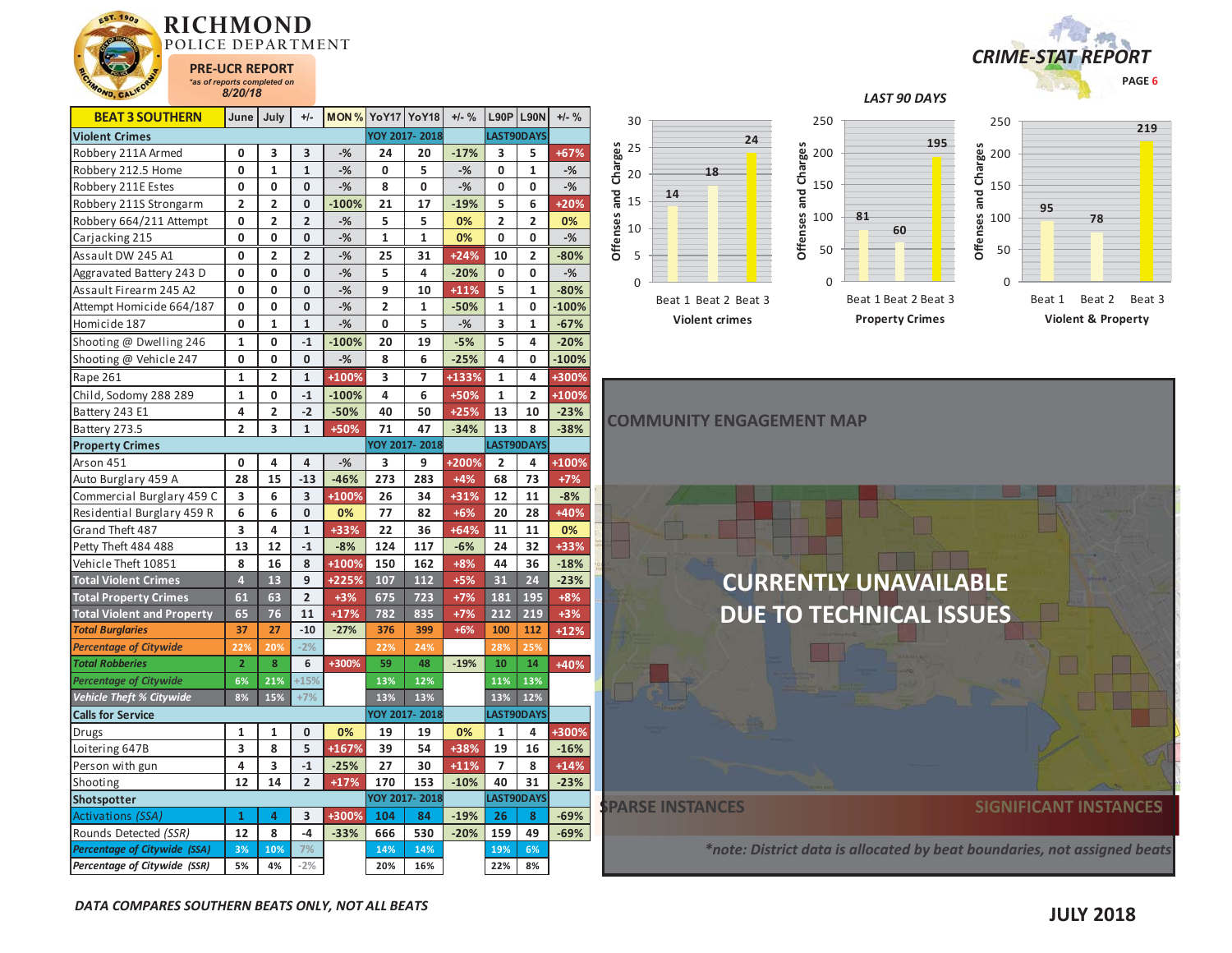# RICHMOND POLICE DEPARTMENT

**PRE-UCR REPORT**
*as of reports completed on 8/20/18*

## CRIME-STAT REPORT

| BEAT 3 SOUTHERN | June | July | +/- | MON % | YoY17 | YoY18 | +/- % | L90P | L90N | +/- % |
|---|---|---|---|---|---|---|---|---|---|---|
| **Violent Crimes** | | | | | YOY 2017- 2018 | | | LAST90DAYS | | |
| Robbery 211A Armed | 0 | 3 | 3 | -% | 24 | 20 | -17% | 3 | 5 | +67% |
| Robbery 212.5 Home | 0 | 1 | 1 | -% | 0 | 5 | -% | 0 | 1 | -% |
| Robbery 211E Estes | 0 | 0 | 0 | -% | 8 | 0 | -% | 0 | 0 | -% |
| Robbery 211S Strongarm | 2 | 2 | 0 | -100% | 21 | 17 | -19% | 5 | 6 | +20% |
| Robbery 664/211 Attempt | 0 | 2 | 2 | -% | 5 | 5 | 0% | 2 | 2 | 0% |
| Carjacking 215 | 0 | 0 | 0 | -% | 1 | 1 | 0% | 0 | 0 | -% |
| Assault DW 245 A1 | 0 | 2 | 2 | -% | 25 | 31 | +24% | 10 | 2 | -80% |
| Aggravated Battery 243 D | 0 | 0 | 0 | -% | 5 | 4 | -20% | 0 | 0 | -% |
| Assault Firearm 245 A2 | 0 | 0 | 0 | -% | 9 | 10 | +11% | 5 | 1 | -80% |
| Attempt Homicide 664/187 | 0 | 0 | 0 | -% | 2 | 1 | -50% | 1 | 0 | -100% |
| Homicide 187 | 0 | 1 | 1 | -% | 0 | 5 | -% | 3 | 1 | -67% |
| Shooting @ Dwelling 246 | 1 | 0 | -1 | -100% | 20 | 19 | -5% | 5 | 4 | -20% |
| Shooting @ Vehicle 247 | 0 | 0 | 0 | -% | 8 | 6 | -25% | 4 | 0 | -100% |
| Rape 261 | 1 | 2 | 1 | +100% | 3 | 7 | +133% | 1 | 4 | +300% |
| Child, Sodomy 288 289 | 1 | 0 | -1 | -100% | 4 | 6 | +50% | 1 | 2 | +100% |
| Battery 243 E1 | 4 | 2 | -2 | -50% | 40 | 50 | +25% | 13 | 10 | -23% |
| Battery 273.5 | 2 | 3 | 1 | +50% | 71 | 47 | -34% | 13 | 8 | -38% |
| **Property Crimes** | | | | | YOY 2017- 2018 | | | LAST90DAYS | | |
| Arson 451 | 0 | 4 | 4 | -% | 3 | 9 | +200% | 2 | 4 | +100% |
| Auto Burglary 459 A | 28 | 15 | -13 | -46% | 273 | 283 | +4% | 68 | 73 | +7% |
| Commercial Burglary 459 C | 3 | 6 | 3 | +100% | 26 | 34 | +31% | 12 | 11 | -8% |
| Residential Burglary 459 R | 6 | 6 | 0 | 0% | 77 | 82 | +6% | 20 | 28 | +40% |
| Grand Theft 487 | 3 | 4 | 1 | +33% | 22 | 36 | +64% | 11 | 11 | 0% |
| Petty Theft 484 488 | 13 | 12 | -1 | -8% | 124 | 117 | -6% | 24 | 32 | +33% |
| Vehicle Theft 10851 | 8 | 16 | 8 | +100% | 150 | 162 | +8% | 44 | 36 | -18% |
| **Total Violent Crimes** | 4 | 13 | 9 | +225% | 107 | 112 | +5% | 31 | 24 | -23% |
| **Total Property Crimes** | 61 | 63 | 2 | +3% | 675 | 723 | +7% | 181 | 195 | +8% |
| **Total Violent and Property** | 65 | 76 | 11 | +17% | 782 | 835 | +7% | 212 | 219 | +3% |
| ***Total Burglaries*** | 37 | 27 | -10 | -27% | 376 | 399 | +6% | 100 | 112 | +12% |
| ***Percentage of Citywide*** | 22% | 20% | -2% | | 22% | 24% | | 28% | 25% | |
| ***Total Robberies*** | 2 | 8 | 6 | +300% | 59 | 48 | -19% | 10 | 14 | +40% |
| ***Percentage of Citywide*** | 6% | 21% | +15% | | 13% | 12% | | 11% | 13% | |
| ***Vehicle Theft % Citywide*** | 8% | 15% | +7% | | 13% | 13% | | 13% | 12% | |
| **Calls for Service** | | | | | YOY 2017- 2018 | | | LAST90DAYS | | |
| Drugs | 1 | 1 | 0 | 0% | 19 | 19 | 0% | 1 | 4 | +300% |
| Loitering 647B | 3 | 8 | 5 | +167% | 39 | 54 | +38% | 19 | 16 | -16% |
| Person with gun | 4 | 3 | -1 | -25% | 27 | 30 | +11% | 7 | 8 | +14% |
| Shooting | 12 | 14 | 2 | +17% | 170 | 153 | -10% | 40 | 31 | -23% |
| **Shotspotter** | | | | | YOY 2017- 2018 | | | LAST90DAYS | | |
| *Activations (SSA)* | 1 | 4 | 3 | +300% | 104 | 84 | -19% | 26 | 8 | -69% |
| *Rounds Detected (SSR)* | 12 | 8 | -4 | -33% | 666 | 530 | -20% | 159 | 49 | -69% |
| ***Percentage of Citywide (SSA)*** | 3% | 10% | 7% | | 14% | 14% | | 19% | 6% | |
| ***Percentage of Citywide (SSR)*** | 5% | 4% | -2% | | 20% | 16% | | 22% | 8% | |

*DATA COMPARES SOUTHERN BEATS ONLY, NOT ALL BEATS*

### LAST 90 DAYS

**Violent crimes** (Offenses and Charges)

| Beat 1 | Beat 2 | Beat 3 |
|---|---|---|
| 14 | 18 | 24 |

**Property Crimes** (Offenses and Charges)

| Beat 1 | Beat 2 | Beat 3 |
|---|---|---|
| 81 | 60 | 195 |

**Violent & Property** (Offenses and Charges)

| Beat 1 | Beat 2 | Beat 3 |
|---|---|---|
| 95 | 78 | 219 |

### COMMUNITY ENGAGEMENT MAP

**CURRENTLY UNAVAILABLE DUE TO TECHNICAL ISSUES**

SPARSE INSTANCES — SIGNIFICANT INSTANCES

*\*note: District data is allocated by beat boundaries, not assigned beats*

**JULY 2018**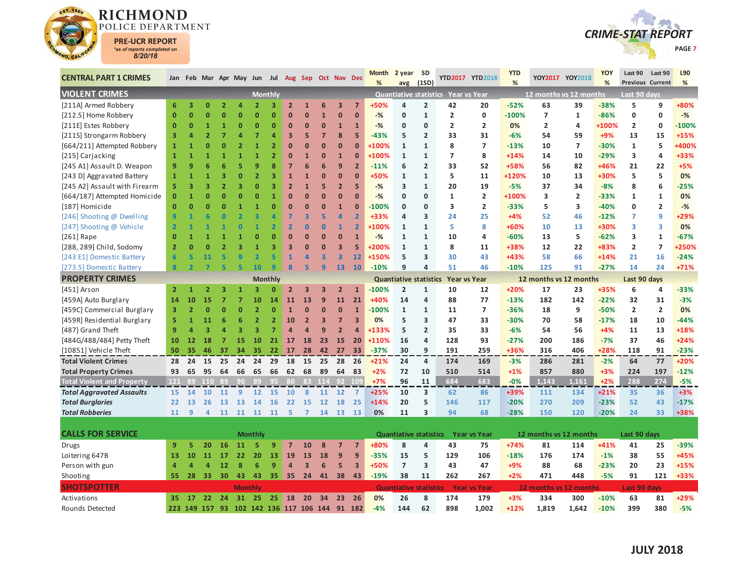# RICHMOND POLICE DEPARTMENT

**PRE-UCR REPORT**
*as of reports completed on 8/20/18

## CRIME-STAT REPORT

| CENTRAL PART 1 CRIMES | Jan | Feb | Mar | Apr | May | Jun | Jul | Aug | Sep | Oct | Nov | Dec | Month % | 2 year avg | SD (1SD) | YTD2017 | YTD2018 | YTD % | YOY2017 | YOY2018 | YOY % | Last 90 Previous | Last 90 Current | L90 % |
|---|---|---|---|---|---|---|---|---|---|---|---|---|---|---|---|---|---|---|---|---|---|---|---|---|
| **VIOLENT CRIMES** | | | | | | Monthly | | | | | | | Quantiative statistics | | | Year vs Year | | | 12 months vs 12 months | | | Last 90 days | | |
| [211A] Armed Robbery | 6 | 3 | 0 | 2 | 4 | 2 | 3 | 2 | 1 | 6 | 3 | 7 | +50% | 4 | 2 | 42 | 20 | -52% | 63 | 39 | -38% | 5 | 9 | +80% |
| [212.5] Home Robbery | 0 | 0 | 0 | 0 | 0 | 0 | 0 | 0 | 0 | 1 | 0 | 0 | -% | 0 | 1 | 2 | 0 | -100% | 7 | 1 | -86% | 0 | 0 | -% |
| [211E] Estes Robbery | 0 | 0 | 1 | 1 | 0 | 0 | 0 | 0 | 0 | 0 | 0 | 1 | -% | 0 | 0 | 2 | 2 | 0% | 2 | 4 | +100% | 2 | 0 | -100% |
| [211S] Strongarm Robbery | 3 | 4 | 2 | 7 | 4 | 7 | 4 | 3 | 5 | 7 | 8 | 5 | -43% | 5 | 2 | 33 | 31 | -6% | 54 | 59 | +9% | 13 | 15 | +15% |
| [664/211] Attempted Robbery | 1 | 1 | 0 | 0 | 2 | 1 | 2 | 0 | 0 | 0 | 0 | 0 | +100% | 1 | 1 | 8 | 7 | -13% | 10 | 7 | -30% | 1 | 5 | +400% |
| [215] Carjacking | 1 | 1 | 1 | 1 | 1 | 1 | 2 | 0 | 1 | 0 | 1 | 0 | +100% | 1 | 1 | 7 | 8 | +14% | 14 | 10 | -29% | 3 | 4 | +33% |
| [245 A1] Assault D. Weapon | 9 | 9 | 6 | 6 | 5 | 9 | 8 | 7 | 6 | 6 | 9 | 2 | -11% | 6 | 2 | 33 | 52 | +58% | 56 | 82 | +46% | 21 | 22 | +5% |
| [243 D] Aggravated Battery | 1 | 1 | 1 | 3 | 0 | 2 | 3 | 1 | 1 | 0 | 0 | 0 | +50% | 1 | 1 | 5 | 11 | +120% | 10 | 13 | +30% | 5 | 5 | 0% |
| [245 A2] Assault with Firearm | 5 | 3 | 3 | 2 | 3 | 0 | 3 | 2 | 1 | 5 | 2 | 5 | -% | 3 | 1 | 20 | 19 | -5% | 37 | 34 | -8% | 8 | 6 | -25% |
| [664/187] Attempted Homicide | 0 | 1 | 0 | 0 | 0 | 0 | 1 | 0 | 0 | 0 | 0 | 0 | -% | 0 | 0 | 1 | 2 | +100% | 3 | 2 | -33% | 1 | 1 | 0% |
| [187] Homicide | 0 | 0 | 0 | 0 | 1 | 1 | 0 | 0 | 0 | 0 | 1 | 0 | -100% | 0 | 0 | 3 | 2 | -33% | 5 | 3 | -40% | 0 | 2 | -% |
| [246] Shooting @ Dwelling | 9 | 1 | 6 | 0 | 2 | 3 | 4 | 7 | 3 | 5 | 4 | 2 | +33% | 4 | 3 | 24 | 25 | +4% | 52 | 46 | -12% | 7 | 9 | +29% |
| [247] Shooting @ Vehicle | 2 | 1 | 1 | 1 | 0 | 1 | 2 | 2 | 0 | 0 | 1 | 2 | +100% | 1 | 1 | 5 | 8 | +60% | 10 | 13 | +30% | 3 | 3 | 0% |
| [261] Rape | 0 | 1 | 1 | 1 | 1 | 0 | 0 | 0 | 0 | 0 | 0 | 1 | -% | 1 | 1 | 10 | 4 | -60% | 13 | 5 | -62% | 3 | 1 | -67% |
| [288, 289] Child, Sodomy | 2 | 0 | 0 | 2 | 3 | 1 | 3 | 3 | 0 | 0 | 3 | 5 | +200% | 1 | 1 | 8 | 11 | +38% | 12 | 22 | +83% | 2 | 7 | +250% |
| [243 E1] Domestic Battery | 6 | 5 | 11 | 5 | 9 | 2 | 5 | 1 | 4 | 3 | 3 | 12 | +150% | 5 | 3 | 30 | 43 | +43% | 58 | 66 | +14% | 21 | 16 | -24% |
| [273.5] Domestic Battery | 8 | 2 | 7 | 5 | 5 | 10 | 9 | 8 | 5 | 9 | 13 | 10 | -10% | 9 | 4 | 51 | 46 | -10% | 125 | 91 | -27% | 14 | 24 | +71% |
| **PROPERTY CRIMES** | | | | | | Monthly | | | | | | | Quantiative statistics | | | Year vs Year | | | 12 months vs 12 months | | | Last 90 days | | |
| [451] Arson | 2 | 1 | 2 | 3 | 1 | 3 | 0 | 2 | 3 | 3 | 2 | 1 | -100% | 2 | 1 | 10 | 12 | +20% | 17 | 23 | +35% | 6 | 4 | -33% |
| [459A] Auto Burglary | 14 | 10 | 15 | 7 | 7 | 10 | 14 | 11 | 13 | 9 | 11 | 21 | +40% | 14 | 4 | 88 | 77 | -13% | 182 | 142 | -22% | 32 | 31 | -3% |
| [459C] Commercial Burglary | 3 | 2 | 0 | 0 | 0 | 2 | 0 | 1 | 0 | 0 | 0 | 1 | -100% | 1 | 1 | 11 | 7 | -36% | 18 | 9 | -50% | 2 | 2 | 0% |
| [459R] Residential Burglary | 5 | 1 | 11 | 6 | 6 | 2 | 2 | 10 | 2 | 3 | 7 | 3 | 0% | 5 | 3 | 47 | 33 | -30% | 70 | 58 | -17% | 18 | 10 | -44% |
| [487] Grand Theft | 9 | 4 | 3 | 4 | 3 | 3 | 7 | 4 | 4 | 9 | 2 | 4 | +133% | 5 | 2 | 35 | 33 | -6% | 54 | 56 | +4% | 11 | 13 | +18% |
| [484G/488/484] Petty Theft | 10 | 12 | 18 | 7 | 15 | 10 | 21 | 17 | 18 | 23 | 15 | 20 | +110% | 16 | 4 | 128 | 93 | -27% | 200 | 186 | -7% | 37 | 46 | +24% |
| [10851] Vehicle Theft | 50 | 35 | 46 | 37 | 34 | 35 | 22 | 17 | 28 | 42 | 27 | 33 | -37% | 30 | 9 | 191 | 259 | +36% | 316 | 406 | +28% | 118 | 91 | -23% |
| **Total Violent Crimes** | 28 | 24 | 15 | 25 | 24 | 24 | 29 | 18 | 15 | 25 | 28 | 26 | +21% | 24 | 4 | 174 | 169 | -3% | 286 | 281 | -2% | 64 | 77 | +20% |
| **Total Property Crimes** | 93 | 65 | 95 | 64 | 66 | 65 | 66 | 62 | 68 | 89 | 64 | 83 | +2% | 72 | 10 | 510 | 514 | +1% | 857 | 880 | +3% | 224 | 197 | -12% |
| **Total Violent and Property** | 121 | 89 | 110 | 89 | 90 | 89 | 95 | 80 | 83 | 114 | 92 | 109 | +7% | 96 | 11 | 684 | 683 | -0% | 1,143 | 1,161 | +2% | 288 | 274 | -5% |
| ***Total Aggravated Assaults*** | 15 | 14 | 10 | 11 | 9 | 12 | 15 | 10 | 8 | 11 | 12 | 7 | +25% | 10 | 3 | 62 | 86 | +39% | 111 | 134 | +21% | 35 | 36 | +3% |
| ***Total Burglaries*** | 22 | 13 | 26 | 13 | 13 | 14 | 16 | 22 | 15 | 12 | 18 | 25 | +14% | 20 | 5 | 146 | 117 | -20% | 270 | 209 | -23% | 52 | 43 | -17% |
| ***Total Robberies*** | 11 | 9 | 4 | 11 | 11 | 11 | 11 | 5 | 7 | 14 | 13 | 13 | 0% | 11 | 3 | 94 | 68 | -28% | 150 | 120 | -20% | 24 | 33 | +38% |
| **CALLS FOR SERVICE** | | | | | | Monthly | | | | | | | Quantiative statistics | | | Year vs Year | | | 12 months vs 12 months | | | Last 90 days | | |
| Drugs | 9 | 5 | 20 | 16 | 11 | 5 | 9 | 7 | 10 | 8 | 7 | 7 | +80% | 8 | 4 | 43 | 75 | +74% | 81 | 114 | +41% | 41 | 25 | -39% |
| Loitering 647B | 13 | 10 | 11 | 17 | 22 | 20 | 13 | 19 | 13 | 18 | 9 | 9 | -35% | 15 | 5 | 129 | 106 | -18% | 176 | 174 | -1% | 38 | 55 | +45% |
| Person with gun | 4 | 4 | 4 | 12 | 8 | 6 | 9 | 4 | 3 | 6 | 5 | 3 | +50% | 7 | 3 | 43 | 47 | +9% | 88 | 68 | -23% | 20 | 23 | +15% |
| Shooting | 55 | 28 | 33 | 30 | 43 | 43 | 35 | 35 | 24 | 41 | 38 | 43 | -19% | 38 | 11 | 262 | 267 | +2% | 471 | 448 | -5% | 91 | 121 | +33% |
| **SHOTSPOTTER** | | | | | | Monthly | | | | | | | Quantiative statistics | | | Year vs Year | | | 12 months vs 12 months | | | Last 90 days | | |
| Activations | 35 | 17 | 22 | 24 | 31 | 25 | 25 | 18 | 20 | 34 | 23 | 26 | 0% | 26 | 8 | 174 | 179 | +3% | 334 | 300 | -10% | 63 | 81 | +29% |
| Rounds Detected | 223 | 149 | 157 | 93 | 102 | 142 | 136 | 117 | 106 | 144 | 91 | 182 | -4% | 144 | 62 | 898 | 1,002 | +12% | 1,819 | 1,642 | -10% | 399 | 380 | -5% |

**JULY 2018**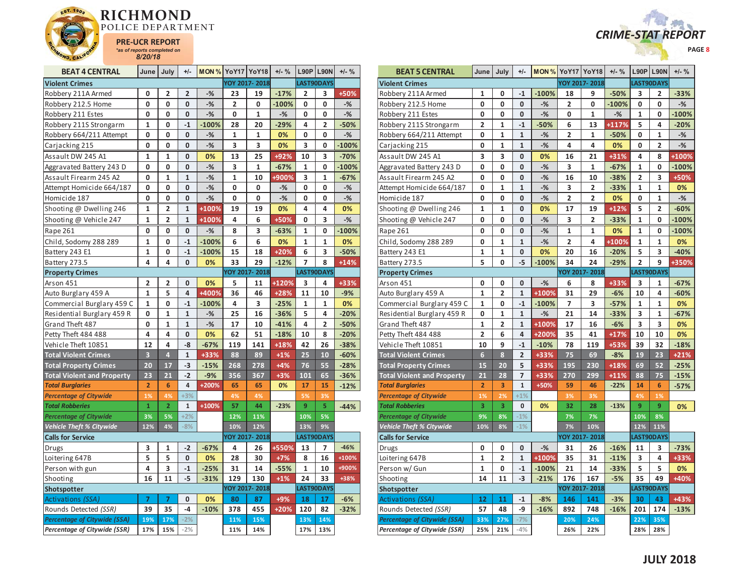# RICHMOND POLICE DEPARTMENT

**PRE-UCR REPORT**
*as of reports completed on 8/20/18

**CRIME-STAT REPORT**

| BEAT 4 CENTRAL | June | July | +/- | MON % | YoY17 | YoY18 | +/- % | L90P | L90N | +/- % |
|---|---|---|---|---|---|---|---|---|---|---|
| **Violent Crimes** | | | | | YOY 2017- 2018 | | | LAST90DAYS | | |
| Robbery 211A Armed | 0 | 2 | 2 | -% | 23 | 19 | -17% | 2 | 3 | +50% |
| Robbery 212.5 Home | 0 | 0 | 0 | -% | 2 | 0 | -100% | 0 | 0 | -% |
| Robbery 211 Estes | 0 | 0 | 0 | -% | 0 | 1 | -% | 0 | 0 | -% |
| Robbery 211S Strongarm | 1 | 0 | -1 | -100% | 28 | 20 | -29% | 4 | 2 | -50% |
| Robbery 664/211 Attempt | 0 | 0 | 0 | -% | 1 | 1 | 0% | 0 | 0 | -% |
| Carjacking 215 | 0 | 0 | 0 | -% | 3 | 3 | 0% | 3 | 0 | -100% |
| Assault DW 245 A1 | 1 | 1 | 0 | 0% | 13 | 25 | +92% | 10 | 3 | -70% |
| Aggravated Battery 243 D | 0 | 0 | 0 | -% | 3 | 1 | -67% | 1 | 0 | -100% |
| Assault Firearm 245 A2 | 0 | 1 | 1 | -% | 1 | 10 | +900% | 3 | 1 | -67% |
| Attempt Homicide 664/187 | 0 | 0 | 0 | -% | 0 | 0 | -% | 0 | 0 | -% |
| Homicide 187 | 0 | 0 | 0 | -% | 0 | 0 | -% | 0 | 0 | -% |
| Shooting @ Dwelling 246 | 1 | 2 | 1 | +100% | 19 | 19 | 0% | 4 | 4 | 0% |
| Shooting @ Vehicle 247 | 1 | 2 | 1 | +100% | 4 | 6 | +50% | 0 | 3 | -% |
| Rape 261 | 0 | 0 | 0 | -% | 8 | 3 | -63% | 1 | 0 | -100% |
| Child, Sodomy 288 289 | 1 | 0 | -1 | -100% | 6 | 6 | 0% | 1 | 1 | 0% |
| Battery 243 E1 | 1 | 0 | -1 | -100% | 15 | 18 | +20% | 6 | 3 | -50% |
| Battery 273.5 | 4 | 4 | 0 | 0% | 33 | 29 | -12% | 7 | 8 | +14% |
| **Property Crimes** | | | | | YOY 2017- 2018 | | | LAST90DAYS | | |
| Arson 451 | 2 | 2 | 0 | 0% | 5 | 11 | +120% | 3 | 4 | +33% |
| Auto Burglary 459 A | 1 | 5 | 4 | +400% | 36 | 46 | +28% | 11 | 10 | -9% |
| Commercial Burglary 459 C | 1 | 0 | -1 | -100% | 4 | 3 | -25% | 1 | 1 | 0% |
| Residential Burglary 459 R | 0 | 1 | 1 | -% | 25 | 16 | -36% | 5 | 4 | -20% |
| Grand Theft 487 | 0 | 1 | 1 | -% | 17 | 10 | -41% | 4 | 2 | -50% |
| Petty Theft 484 488 | 4 | 4 | 0 | 0% | 62 | 51 | -18% | 10 | 8 | -20% |
| Vehicle Theft 10851 | 12 | 4 | -8 | -67% | 119 | 141 | +18% | 42 | 26 | -38% |
| **Total Violent Crimes** | 3 | 4 | 1 | +33% | 88 | 89 | +1% | 25 | 10 | -60% |
| **Total Property Crimes** | 20 | 17 | -3 | -15% | 268 | 278 | +4% | 76 | 55 | -28% |
| **Total Violent and Property** | 23 | 21 | -2 | -9% | 356 | 367 | +3% | 101 | 65 | -36% |
| ***Total Burglaries*** | 2 | 6 | 4 | +200% | 65 | 65 | 0% | 17 | 15 | -12% |
| ***Percentage of Citywide*** | 1% | 4% | +3% | | 4% | 4% | | 5% | 3% | |
| ***Total Robberies*** | 1 | 2 | 1 | +100% | 57 | 44 | -23% | 9 | 5 | -44% |
| ***Percentage of Citywide*** | 3% | 5% | +2% | | 12% | 11% | | 10% | 5% | |
| ***Vehicle Theft % Citywide*** | 12% | 4% | -8% | | 10% | 12% | | 13% | 9% | |
| **Calls for Service** | | | | | YOY 2017- 2018 | | | LAST90DAYS | | |
| Drugs | 3 | 1 | -2 | -67% | 4 | 26 | +550% | 13 | 7 | -46% |
| Loitering 647B | 5 | 5 | 0 | 0% | 28 | 30 | +7% | 8 | 16 | +100% |
| Person with gun | 4 | 3 | -1 | -25% | 31 | 14 | -55% | 1 | 10 | +900% |
| Shooting | 16 | 11 | -5 | -31% | 129 | 130 | +1% | 24 | 33 | +38% |
| **Shotspotter** | | | | | YOY 2017- 2018 | | | LAST90DAYS | | |
| *Activations (SSA)* | 7 | 7 | 0 | 0% | 80 | 87 | +9% | 18 | 17 | -6% |
| *Rounds Detected (SSR)* | 39 | 35 | -4 | -10% | 378 | 455 | +20% | 120 | 82 | -32% |
| ***Percentage of Citywide (SSA)*** | 19% | 17% | -2% | | 11% | 15% | | 13% | 14% | |
| ***Percentage of Citywide (SSR)*** | 17% | 15% | -2% | | 11% | 14% | | 17% | 13% | |

| BEAT 5 CENTRAL | June | July | +/- | MON % | YoY17 | YoY18 | +/- % | L90P | L90N | +/- % |
|---|---|---|---|---|---|---|---|---|---|---|
| **Violent Crimes** | | | | | YOY 2017- 2018 | | | LAST90DAYS | | |
| Robbery 211A Armed | 1 | 0 | -1 | -100% | 18 | 9 | -50% | 3 | 2 | -33% |
| Robbery 212.5 Home | 0 | 0 | 0 | -% | 2 | 0 | -100% | 0 | 0 | -% |
| Robbery 211 Estes | 0 | 0 | 0 | -% | 0 | 1 | -% | 1 | 0 | -100% |
| Robbery 211S Strongarm | 2 | 1 | -1 | -50% | 6 | 13 | +117% | 5 | 4 | -20% |
| Robbery 664/211 Attempt | 0 | 1 | 1 | -% | 2 | 1 | -50% | 0 | 1 | -% |
| Carjacking 215 | 0 | 1 | 1 | -% | 4 | 4 | 0% | 0 | 2 | -% |
| Assault DW 245 A1 | 3 | 3 | 0 | 0% | 16 | 21 | +31% | 4 | 8 | +100% |
| Aggravated Battery 243 D | 0 | 0 | 0 | -% | 3 | 1 | -67% | 1 | 0 | -100% |
| Assault Firearm 245 A2 | 0 | 0 | 0 | -% | 16 | 10 | -38% | 2 | 3 | +50% |
| Attempt Homicide 664/187 | 0 | 1 | 1 | -% | 3 | 2 | -33% | 1 | 1 | 0% |
| Homicide 187 | 0 | 0 | 0 | -% | 2 | 2 | 0% | 0 | 1 | -% |
| Shooting @ Dwelling 246 | 1 | 1 | 0 | 0% | 17 | 19 | +12% | 5 | 2 | -60% |
| Shooting @ Vehicle 247 | 0 | 0 | 0 | -% | 3 | 2 | -33% | 1 | 0 | -100% |
| Rape 261 | 0 | 0 | 0 | -% | 1 | 1 | 0% | 1 | 0 | -100% |
| Child, Sodomy 288 289 | 0 | 1 | 1 | -% | 2 | 4 | +100% | 1 | 1 | 0% |
| Battery 243 E1 | 1 | 1 | 0 | 0% | 20 | 16 | -20% | 5 | 3 | -40% |
| Battery 273.5 | 5 | 0 | -5 | -100% | 34 | 24 | -29% | 2 | 9 | +350% |
| **Property Crimes** | | | | | YOY 2017- 2018 | | | LAST90DAYS | | |
| Arson 451 | 0 | 0 | 0 | -% | 6 | 8 | +33% | 3 | 1 | -67% |
| Auto Burglary 459 A | 1 | 2 | 1 | +100% | 31 | 29 | -6% | 10 | 4 | -60% |
| Commercial Burglary 459 C | 1 | 0 | -1 | -100% | 7 | 3 | -57% | 1 | 1 | 0% |
| Residential Burglary 459 R | 0 | 1 | 1 | -% | 21 | 14 | -33% | 3 | 1 | -67% |
| Grand Theft 487 | 1 | 2 | 1 | +100% | 17 | 16 | -6% | 3 | 3 | 0% |
| Petty Theft 484 488 | 2 | 6 | 4 | +200% | 35 | 41 | +17% | 10 | 10 | 0% |
| Vehicle Theft 10851 | 10 | 9 | -1 | -10% | 78 | 119 | +53% | 39 | 32 | -18% |
| **Total Violent Crimes** | 6 | 8 | 2 | +33% | 75 | 69 | -8% | 19 | 23 | +21% |
| **Total Property Crimes** | 15 | 20 | 5 | +33% | 195 | 230 | +18% | 69 | 52 | -25% |
| **Total Violent and Property** | 21 | 28 | 7 | +33% | 270 | 299 | +11% | 88 | 75 | -15% |
| ***Total Burglaries*** | 2 | 3 | 1 | +50% | 59 | 46 | -22% | 14 | 6 | -57% |
| ***Percentage of Citywide*** | 1% | 2% | +1% | | 3% | 3% | | 4% | 1% | |
| ***Total Robberies*** | 3 | 3 | 0 | 0% | 32 | 28 | -13% | 9 | 9 | 0% |
| ***Percentage of Citywide*** | 9% | 8% | -1% | | 7% | 7% | | 10% | 8% | |
| ***Vehicle Theft % Citywide*** | 10% | 8% | -1% | | 7% | 10% | | 12% | 11% | |
| **Calls for Service** | | | | | YOY 2017- 2018 | | | LAST90DAYS | | |
| Drugs | 0 | 0 | 0 | -% | 31 | 26 | -16% | 11 | 3 | -73% |
| Loitering 647B | 1 | 2 | 1 | +100% | 35 | 31 | -11% | 3 | 4 | +33% |
| Person w/ Gun | 1 | 0 | -1 | -100% | 21 | 14 | -33% | 5 | 5 | 0% |
| Shooting | 14 | 11 | -3 | -21% | 176 | 167 | -5% | 35 | 49 | +40% |
| **Shotspotter** | | | | | YOY 2017- 2018 | | | LAST90DAYS | | |
| *Activations (SSA)* | 12 | 11 | -1 | -8% | 146 | 141 | -3% | 30 | 43 | +43% |
| *Rounds Detected (SSR)* | 57 | 48 | -9 | -16% | 892 | 748 | -16% | 201 | 174 | -13% |
| ***Percentage of Citywide (SSA)*** | 33% | 27% | -7% | | 20% | 24% | | 22% | 35% | |
| ***Percentage of Citywide (SSR)*** | 25% | 21% | -4% | | 26% | 22% | | 28% | 28% | |

**JULY 2018**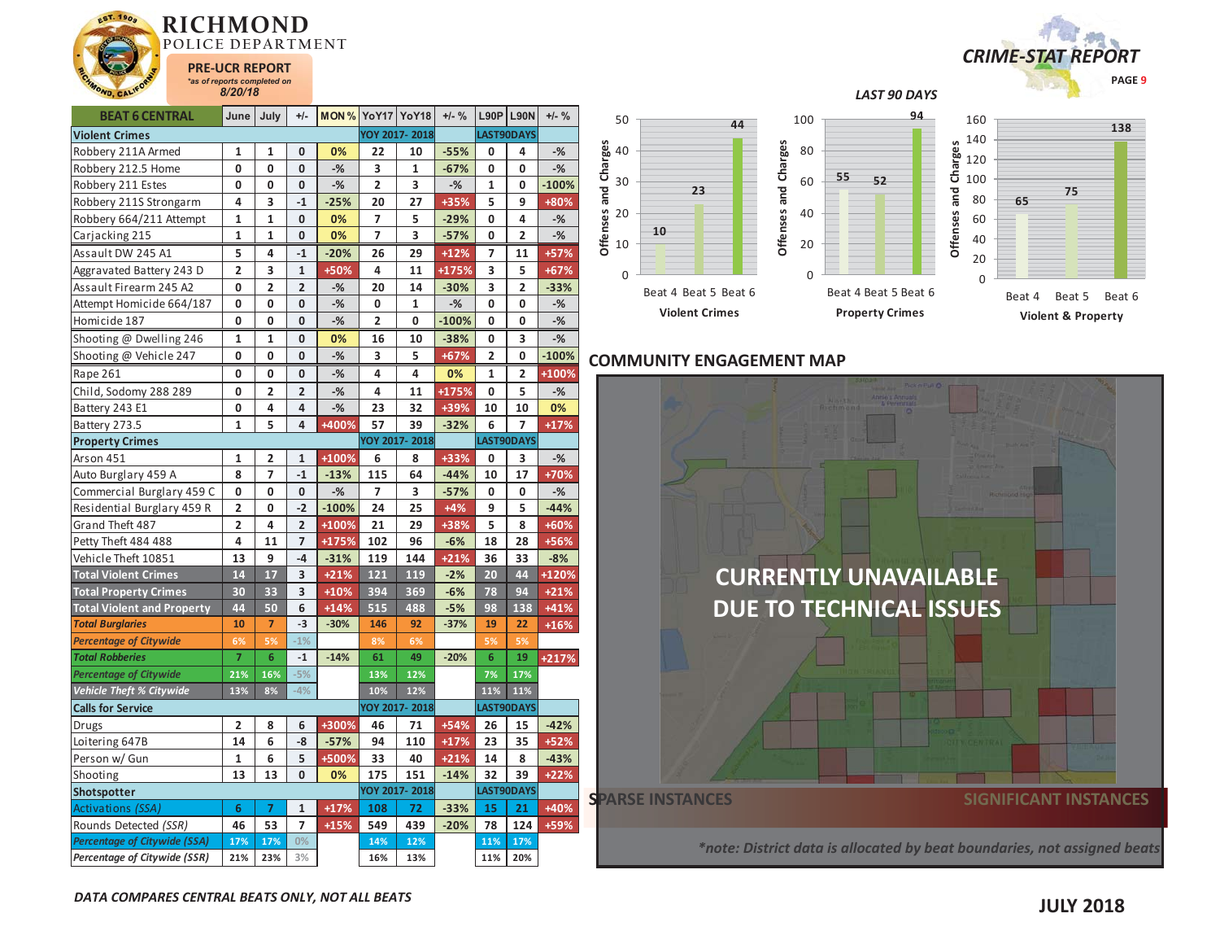# RICHMOND POLICE DEPARTMENT

**PRE-UCR REPORT**
*as of reports completed on 8/20/18*

**CRIME-STAT REPORT**

| BEAT 6 CENTRAL | June | July | +/- | MON % | YoY17 | YoY18 | +/- % | L90P | L90N | +/- % |
|---|---|---|---|---|---|---|---|---|---|---|
| **Violent Crimes** | | | | | YOY 2017- 2018 | | | LAST90DAYS | | |
| Robbery 211A Armed | 1 | 1 | 0 | 0% | 22 | 10 | -55% | 0 | 4 | -% |
| Robbery 212.5 Home | 0 | 0 | 0 | -% | 3 | 1 | -67% | 0 | 0 | -% |
| Robbery 211 Estes | 0 | 0 | 0 | -% | 2 | 3 | -% | 1 | 0 | -100% |
| Robbery 211S Strongarm | 4 | 3 | -1 | -25% | 20 | 27 | +35% | 5 | 9 | +80% |
| Robbery 664/211 Attempt | 1 | 1 | 0 | 0% | 7 | 5 | -29% | 0 | 4 | -% |
| Carjacking 215 | 1 | 1 | 0 | 0% | 7 | 3 | -57% | 0 | 2 | -% |
| Assault DW 245 A1 | 5 | 4 | -1 | -20% | 26 | 29 | +12% | 7 | 11 | +57% |
| Aggravated Battery 243 D | 2 | 3 | 1 | +50% | 4 | 11 | +175% | 3 | 5 | +67% |
| Assault Firearm 245 A2 | 0 | 2 | 2 | -% | 20 | 14 | -30% | 3 | 2 | -33% |
| Attempt Homicide 664/187 | 0 | 0 | 0 | -% | 0 | 1 | -% | 0 | 0 | -% |
| Homicide 187 | 0 | 0 | 0 | -% | 2 | 0 | -100% | 0 | 0 | -% |
| Shooting @ Dwelling 246 | 1 | 1 | 0 | 0% | 16 | 10 | -38% | 0 | 3 | -% |
| Shooting @ Vehicle 247 | 0 | 0 | 0 | -% | 3 | 5 | +67% | 2 | 0 | -100% |
| Rape 261 | 0 | 0 | 0 | -% | 4 | 4 | 0% | 1 | 2 | +100% |
| Child, Sodomy 288 289 | 0 | 2 | 2 | -% | 4 | 11 | +175% | 0 | 5 | -% |
| Battery 243 E1 | 0 | 4 | 4 | -% | 23 | 32 | +39% | 10 | 10 | 0% |
| Battery 273.5 | 1 | 5 | 4 | +400% | 57 | 39 | -32% | 6 | 7 | +17% |
| **Property Crimes** | | | | | YOY 2017- 2018 | | | LAST90DAYS | | |
| Arson 451 | 1 | 2 | 1 | +100% | 6 | 8 | +33% | 0 | 3 | -% |
| Auto Burglary 459 A | 8 | 7 | -1 | -13% | 115 | 64 | -44% | 10 | 17 | +70% |
| Commercial Burglary 459 C | 0 | 0 | 0 | -% | 7 | 3 | -57% | 0 | 0 | -% |
| Residential Burglary 459 R | 2 | 0 | -2 | -100% | 24 | 25 | +4% | 9 | 5 | -44% |
| Grand Theft 487 | 2 | 4 | 2 | +100% | 21 | 29 | +38% | 5 | 8 | +60% |
| Petty Theft 484 488 | 4 | 11 | 7 | +175% | 102 | 96 | -6% | 18 | 28 | +56% |
| Vehicle Theft 10851 | 13 | 9 | -4 | -31% | 119 | 144 | +21% | 36 | 33 | -8% |
| **Total Violent Crimes** | 14 | 17 | 3 | +21% | 121 | 119 | -2% | 20 | 44 | +120% |
| **Total Property Crimes** | 30 | 33 | 3 | +10% | 394 | 369 | -6% | 78 | 94 | +21% |
| **Total Violent and Property** | 44 | 50 | 6 | +14% | 515 | 488 | -5% | 98 | 138 | +41% |
| ***Total Burglaries*** | 10 | 7 | -3 | -30% | 146 | 92 | -37% | 19 | 22 | +16% |
| ***Percentage of Citywide*** | 6% | 5% | -1% | | 8% | 6% | | 5% | 5% | |
| ***Total Robberies*** | 7 | 6 | -1 | -14% | 61 | 49 | -20% | 6 | 19 | +217% |
| ***Percentage of Citywide*** | 21% | 16% | -5% | | 13% | 12% | | 7% | 17% | |
| ***Vehicle Theft % Citywide*** | 13% | 8% | -4% | | 10% | 12% | | 11% | 11% | |
| **Calls for Service** | | | | | YOY 2017- 2018 | | | LAST90DAYS | | |
| Drugs | 2 | 8 | 6 | +300% | 46 | 71 | +54% | 26 | 15 | -42% |
| Loitering 647B | 14 | 6 | -8 | -57% | 94 | 110 | +17% | 23 | 35 | +52% |
| Person w/ Gun | 1 | 6 | 5 | +500% | 33 | 40 | +21% | 14 | 8 | -43% |
| Shooting | 13 | 13 | 0 | 0% | 175 | 151 | -14% | 32 | 39 | +22% |
| **Shotspotter** | | | | | YOY 2017- 2018 | | | LAST90DAYS | | |
| *Activations (SSA)* | 6 | 7 | 1 | +17% | 108 | 72 | -33% | 15 | 21 | +40% |
| *Rounds Detected (SSR)* | 46 | 53 | 7 | +15% | 549 | 439 | -20% | 78 | 124 | +59% |
| ***Percentage of Citywide (SSA)*** | 17% | 17% | 0% | | 14% | 12% | | 11% | 17% | |
| ***Percentage of Citywide (SSR)*** | 21% | 23% | 3% | | 16% | 13% | | 11% | 20% | |

***DATA COMPARES CENTRAL BEATS ONLY, NOT ALL BEATS***

### LAST 90 DAYS

**Violent Crimes** (Offenses and Charges)

| Beat 4 | Beat 5 | Beat 6 |
|---|---|---|
| 10 | 23 | 44 |

**Property Crimes** (Offenses and Charges)

| Beat 4 | Beat 5 | Beat 6 |
|---|---|---|
| 55 | 52 | 94 |

**Violent & Property** (Offenses and Charges)

| Beat 4 | Beat 5 | Beat 6 |
|---|---|---|
| 65 | 75 | 138 |

## COMMUNITY ENGAGEMENT MAP

**CURRENTLY UNAVAILABLE DUE TO TECHNICAL ISSUES**

SPARSE INSTANCES — SIGNIFICANT INSTANCES

*\*note: District data is allocated by beat boundaries, not assigned beats*

**JULY 2018**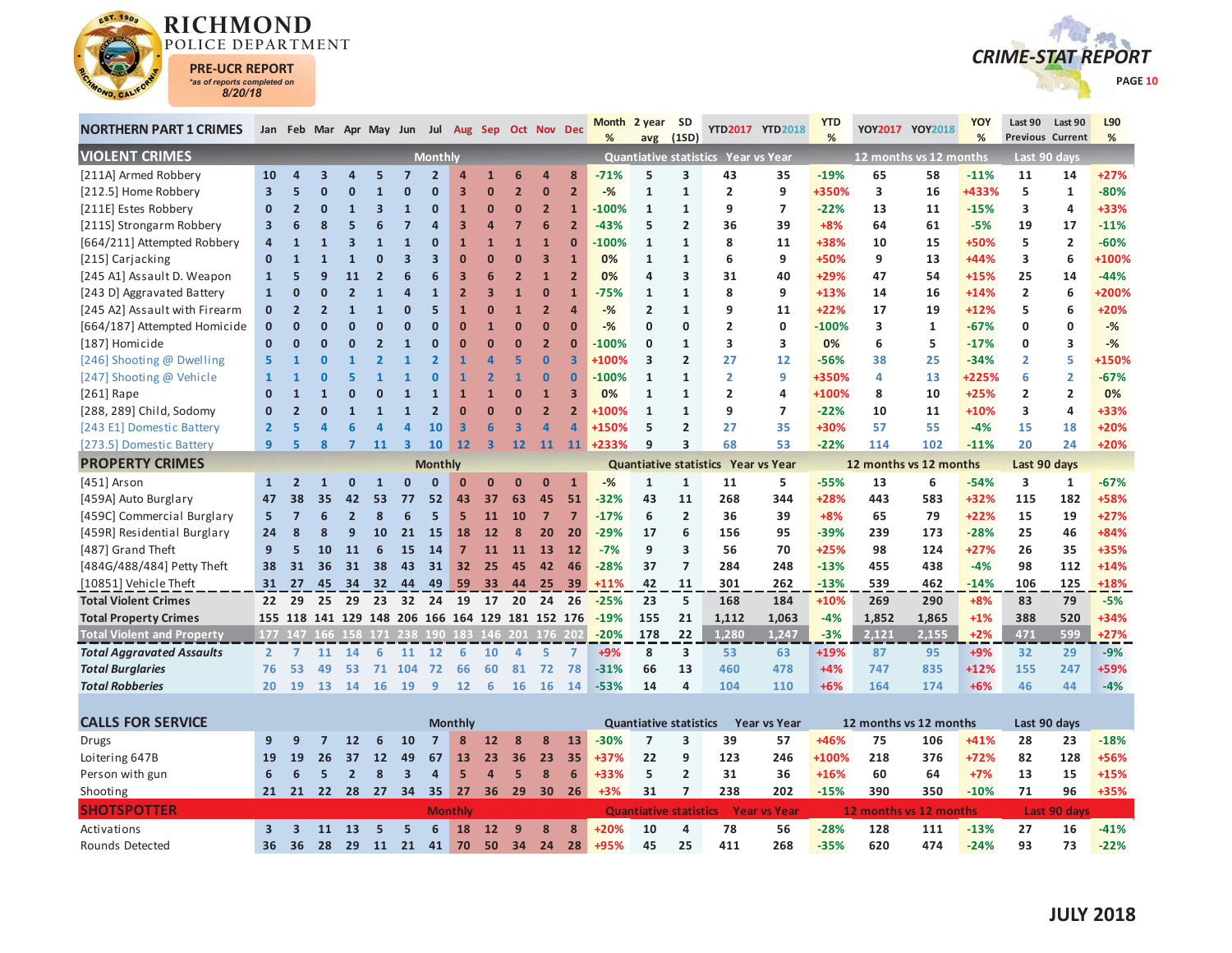# RICHMOND POLICE DEPARTMENT

**PRE-UCR REPORT**
*as of reports completed on 8/20/18

**CRIME-STAT REPORT**

| NORTHERN PART 1 CRIMES | Jan | Feb | Mar | Apr | May | Jun | Jul | Aug | Sep | Oct | Nov | Dec | Month % | 2 year avg | SD (1SD) | YTD2017 | YTD2018 | YTD % | YOY2017 | YOY2018 | YOY % | Last 90 Previous | Last 90 Current | L90 % |
|---|---|---|---|---|---|---|---|---|---|---|---|---|---|---|---|---|---|---|---|---|---|---|---|---|
| **VIOLENT CRIMES** | Monthly | | | | | | | | | | | | Quantiative statistics | | | Year vs Year | | | 12 months vs 12 months | | | Last 90 days | | |
| [211A] Armed Robbery | 10 | 4 | 3 | 4 | 5 | 7 | 2 | 4 | 1 | 6 | 4 | 8 | -71% | 5 | 3 | 43 | 35 | -19% | 65 | 58 | -11% | 11 | 14 | +27% |
| [212.5] Home Robbery | 3 | 5 | 0 | 0 | 1 | 0 | 0 | 3 | 0 | 2 | 0 | 2 | -% | 1 | 1 | 2 | 9 | +350% | 3 | 16 | +433% | 5 | 1 | -80% |
| [211E] Estes Robbery | 0 | 2 | 0 | 1 | 3 | 1 | 0 | 1 | 0 | 0 | 2 | 1 | -100% | 1 | 1 | 9 | 7 | -22% | 13 | 11 | -15% | 3 | 4 | +33% |
| [211S] Strongarm Robbery | 3 | 6 | 8 | 5 | 6 | 7 | 4 | 3 | 4 | 7 | 6 | 2 | -43% | 5 | 2 | 36 | 39 | +8% | 64 | 61 | -5% | 19 | 17 | -11% |
| [664/211] Attempted Robbery | 4 | 1 | 1 | 3 | 1 | 1 | 0 | 1 | 1 | 1 | 1 | 0 | -100% | 1 | 1 | 8 | 11 | +38% | 10 | 15 | +50% | 5 | 2 | -60% |
| [215] Carjacking | 0 | 1 | 1 | 1 | 0 | 3 | 3 | 0 | 0 | 0 | 3 | 1 | 0% | 1 | 1 | 6 | 9 | +50% | 9 | 13 | +44% | 3 | 6 | +100% |
| [245 A1] Assault D. Weapon | 1 | 5 | 9 | 11 | 2 | 6 | 6 | 3 | 6 | 2 | 1 | 2 | 0% | 4 | 3 | 31 | 40 | +29% | 47 | 54 | +15% | 25 | 14 | -44% |
| [243 D] Aggravated Battery | 1 | 0 | 0 | 2 | 1 | 4 | 1 | 2 | 3 | 1 | 0 | 1 | -75% | 1 | 1 | 8 | 9 | +13% | 14 | 16 | +14% | 2 | 6 | +200% |
| [245 A2] Assault with Firearm | 0 | 2 | 2 | 1 | 1 | 0 | 5 | 1 | 0 | 1 | 2 | 4 | -% | 2 | 1 | 9 | 11 | +22% | 17 | 19 | +12% | 5 | 6 | +20% |
| [664/187] Attempted Homicide | 0 | 0 | 0 | 0 | 0 | 0 | 0 | 0 | 1 | 0 | 0 | 0 | -% | 0 | 0 | 2 | 0 | -100% | 3 | 1 | -67% | 0 | 0 | -% |
| [187] Homicide | 0 | 0 | 0 | 0 | 2 | 1 | 0 | 0 | 0 | 0 | 2 | 0 | -100% | 0 | 1 | 3 | 3 | 0% | 6 | 5 | -17% | 0 | 3 | -% |
| [246] Shooting @ Dwelling | 5 | 1 | 0 | 1 | 2 | 1 | 2 | 1 | 4 | 5 | 0 | 3 | +100% | 3 | 2 | 27 | 12 | -56% | 38 | 25 | -34% | 2 | 5 | +150% |
| [247] Shooting @ Vehicle | 1 | 1 | 0 | 5 | 1 | 1 | 0 | 1 | 2 | 1 | 0 | 0 | -100% | 1 | 1 | 2 | 9 | +350% | 4 | 13 | +225% | 6 | 2 | -67% |
| [261] Rape | 0 | 1 | 1 | 0 | 0 | 1 | 1 | 1 | 1 | 0 | 1 | 3 | 0% | 1 | 1 | 2 | 4 | +100% | 8 | 10 | +25% | 2 | 2 | 0% |
| [288, 289] Child, Sodomy | 0 | 2 | 0 | 1 | 1 | 1 | 2 | 0 | 0 | 0 | 2 | 2 | +100% | 1 | 1 | 9 | 7 | -22% | 10 | 11 | +10% | 3 | 4 | +33% |
| [243 E1] Domestic Battery | 2 | 5 | 4 | 6 | 4 | 4 | 10 | 3 | 6 | 3 | 4 | 4 | +150% | 5 | 2 | 27 | 35 | +30% | 57 | 55 | -4% | 15 | 18 | +20% |
| [273.5] Domestic Battery | 9 | 5 | 8 | 7 | 11 | 3 | 10 | 12 | 3 | 12 | 11 | 11 | +233% | 9 | 3 | 68 | 53 | -22% | 114 | 102 | -11% | 20 | 24 | +20% |
| **PROPERTY CRIMES** | Monthly | | | | | | | | | | | | Quantiative statistics | | | Year vs Year | | | 12 months vs 12 months | | | Last 90 days | | |
| [451] Arson | 1 | 2 | 1 | 0 | 1 | 0 | 0 | 0 | 0 | 0 | 0 | 1 | -% | 1 | 1 | 11 | 5 | -55% | 13 | 6 | -54% | 3 | 1 | -67% |
| [459A] Auto Burglary | 47 | 38 | 35 | 42 | 53 | 77 | 52 | 43 | 37 | 63 | 45 | 51 | -32% | 43 | 11 | 268 | 344 | +28% | 443 | 583 | +32% | 115 | 182 | +58% |
| [459C] Commercial Burglary | 5 | 7 | 6 | 2 | 8 | 6 | 5 | 5 | 11 | 10 | 7 | 7 | -17% | 6 | 2 | 36 | 39 | +8% | 65 | 79 | +22% | 15 | 19 | +27% |
| [459R] Residential Burglary | 24 | 8 | 8 | 9 | 10 | 21 | 15 | 18 | 12 | 8 | 20 | 20 | -29% | 17 | 6 | 156 | 95 | -39% | 239 | 173 | -28% | 25 | 46 | +84% |
| [487] Grand Theft | 9 | 5 | 10 | 11 | 6 | 15 | 14 | 7 | 11 | 11 | 13 | 12 | -7% | 9 | 3 | 56 | 70 | +25% | 98 | 124 | +27% | 26 | 35 | +35% |
| [484G/488/484] Petty Theft | 38 | 31 | 36 | 31 | 38 | 43 | 31 | 32 | 25 | 45 | 42 | 46 | -28% | 37 | 7 | 284 | 248 | -13% | 455 | 438 | -4% | 98 | 112 | +14% |
| [10851] Vehicle Theft | 31 | 27 | 45 | 34 | 32 | 44 | 49 | 59 | 33 | 44 | 25 | 39 | +11% | 42 | 11 | 301 | 262 | -13% | 539 | 462 | -14% | 106 | 125 | +18% |
| **Total Violent Crimes** | 22 | 29 | 25 | 29 | 23 | 32 | 24 | 19 | 17 | 20 | 24 | 26 | -25% | 23 | 5 | 168 | 184 | +10% | 269 | 290 | +8% | 83 | 79 | -5% |
| **Total Property Crimes** | 155 | 118 | 141 | 129 | 148 | 206 | 166 | 164 | 129 | 181 | 152 | 176 | -19% | 155 | 21 | 1,112 | 1,063 | -4% | 1,852 | 1,865 | +1% | 388 | 520 | +34% |
| **Total Violent and Property** | 177 | 147 | 166 | 158 | 171 | 238 | 190 | 183 | 146 | 201 | 176 | 202 | -20% | 178 | 22 | 1,280 | 1,247 | -3% | 2,121 | 2,155 | +2% | 471 | 599 | +27% |
| ***Total Aggravated Assaults*** | 2 | 7 | 11 | 14 | 6 | 11 | 12 | 6 | 10 | 4 | 5 | 7 | +9% | 8 | 3 | 53 | 63 | +19% | 87 | 95 | +9% | 32 | 29 | -9% |
| ***Total Burglaries*** | 76 | 53 | 49 | 53 | 71 | 104 | 72 | 66 | 60 | 81 | 72 | 78 | -31% | 66 | 13 | 460 | 478 | +4% | 747 | 835 | +12% | 155 | 247 | +59% |
| ***Total Robberies*** | 20 | 19 | 13 | 14 | 16 | 19 | 9 | 12 | 6 | 16 | 16 | 14 | -53% | 14 | 4 | 104 | 110 | +6% | 164 | 174 | +6% | 46 | 44 | -4% |
| **CALLS FOR SERVICE** | Monthly | | | | | | | | | | | | Quantiative statistics | | | Year vs Year | | | 12 months vs 12 months | | | Last 90 days | | |
| Drugs | 9 | 9 | 7 | 12 | 6 | 10 | 7 | 8 | 12 | 8 | 8 | 13 | -30% | 7 | 3 | 39 | 57 | +46% | 75 | 106 | +41% | 28 | 23 | -18% |
| Loitering 647B | 19 | 19 | 26 | 37 | 12 | 49 | 67 | 13 | 23 | 36 | 23 | 35 | +37% | 22 | 9 | 123 | 246 | +100% | 218 | 376 | +72% | 82 | 128 | +56% |
| Person with gun | 6 | 6 | 5 | 2 | 8 | 3 | 4 | 5 | 4 | 5 | 8 | 6 | +33% | 5 | 2 | 31 | 36 | +16% | 60 | 64 | +7% | 13 | 15 | +15% |
| Shooting | 21 | 21 | 22 | 28 | 27 | 34 | 35 | 27 | 36 | 29 | 30 | 26 | +3% | 31 | 7 | 238 | 202 | -15% | 390 | 350 | -10% | 71 | 96 | +35% |
| **SHOTSPOTTER** | Monthly | | | | | | | | | | | | Quantiative statistics | | | Year vs Year | | | 12 months vs 12 months | | | Last 90 days | | |
| Activations | 3 | 3 | 11 | 13 | 5 | 5 | 6 | 18 | 12 | 9 | 8 | 8 | +20% | 10 | 4 | 78 | 56 | -28% | 128 | 111 | -13% | 27 | 16 | -41% |
| Rounds Detected | 36 | 36 | 28 | 29 | 11 | 21 | 41 | 70 | 50 | 34 | 24 | 28 | +95% | 45 | 25 | 411 | 268 | -35% | 620 | 474 | -24% | 93 | 73 | -22% |

**JULY 2018**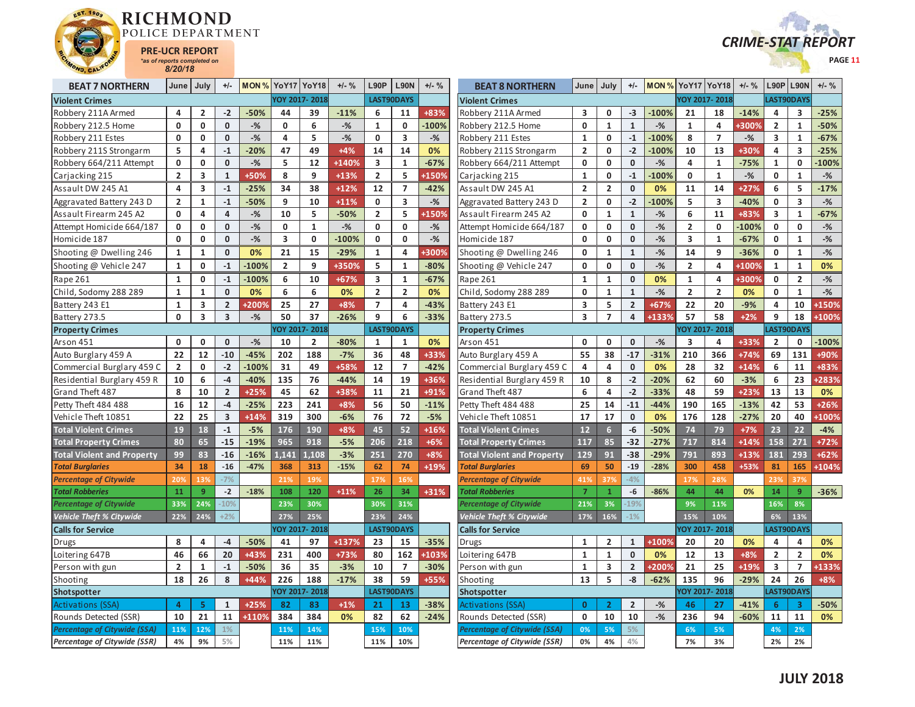# RICHMOND POLICE DEPARTMENT

**PRE-UCR REPORT**
*as of reports completed on*
**8/20/18**

## CRIME-STAT REPORT

| BEAT 7 NORTHERN | June | July | +/- | MON % | YoY17 | YoY18 | +/- % | L90P | L90N | +/- % |
|---|---|---|---|---|---|---|---|---|---|---|
| **Violent Crimes** | | | | | YOY 2017- 2018 | | | LAST90DAYS | | |
| Robbery 211A Armed | 4 | 2 | -2 | -50% | 44 | 39 | -11% | 6 | 11 | +83% |
| Robbery 212.5 Home | 0 | 0 | 0 | -% | 0 | 6 | -% | 1 | 0 | -100% |
| Robbery 211 Estes | 0 | 0 | 0 | -% | 4 | 5 | -% | 0 | 3 | -% |
| Robbery 211S Strongarm | 5 | 4 | -1 | -20% | 47 | 49 | +4% | 14 | 14 | 0% |
| Robbery 664/211 Attempt | 0 | 0 | 0 | -% | 5 | 12 | +140% | 3 | 1 | -67% |
| Carjacking 215 | 2 | 3 | 1 | +50% | 8 | 9 | +13% | 2 | 5 | +150% |
| Assault DW 245 A1 | 4 | 3 | -1 | -25% | 34 | 38 | +12% | 12 | 7 | -42% |
| Aggravated Battery 243 D | 2 | 1 | -1 | -50% | 9 | 10 | +11% | 0 | 3 | -% |
| Assault Firearm 245 A2 | 0 | 4 | 4 | -% | 10 | 5 | -50% | 2 | 5 | +150% |
| Attempt Homicide 664/187 | 0 | 0 | 0 | -% | 0 | 1 | -% | 0 | 0 | -% |
| Homicide 187 | 0 | 0 | 0 | -% | 3 | 0 | -100% | 0 | 0 | -% |
| Shooting @ Dwelling 246 | 1 | 1 | 0 | 0% | 21 | 15 | -29% | 1 | 4 | +300% |
| Shooting @ Vehicle 247 | 1 | 0 | -1 | -100% | 2 | 9 | +350% | 5 | 1 | -80% |
| Rape 261 | 1 | 0 | -1 | -100% | 6 | 10 | +67% | 3 | 1 | -67% |
| Child, Sodomy 288 289 | 1 | 1 | 0 | 0% | 6 | 6 | 0% | 2 | 2 | 0% |
| Battery 243 E1 | 1 | 3 | 2 | +200% | 25 | 27 | +8% | 7 | 4 | -43% |
| Battery 273.5 | 0 | 3 | 3 | -% | 50 | 37 | -26% | 9 | 6 | -33% |
| **Property Crimes** | | | | | YOY 2017- 2018 | | | LAST90DAYS | | |
| Arson 451 | 0 | 0 | 0 | -% | 10 | 2 | -80% | 1 | 1 | 0% |
| Auto Burglary 459 A | 22 | 12 | -10 | -45% | 202 | 188 | -7% | 36 | 48 | +33% |
| Commercial Burglary 459 C | 2 | 0 | -2 | -100% | 31 | 49 | +58% | 12 | 7 | -42% |
| Residential Burglary 459 R | 10 | 6 | -4 | -40% | 135 | 76 | -44% | 14 | 19 | +36% |
| Grand Theft 487 | 8 | 10 | 2 | +25% | 45 | 62 | +38% | 11 | 21 | +91% |
| Petty Theft 484 488 | 16 | 12 | -4 | -25% | 223 | 241 | +8% | 56 | 50 | -11% |
| Vehicle Theft 10851 | 22 | 25 | 3 | +14% | 319 | 300 | -6% | 76 | 72 | -5% |
| **Total Violent Crimes** | 19 | 18 | -1 | -5% | 176 | 190 | +8% | 45 | 52 | +16% |
| **Total Property Crimes** | 80 | 65 | -15 | -19% | 965 | 918 | -5% | 206 | 218 | +6% |
| **Total Violent and Property** | 99 | 83 | -16 | -16% | 1,141 | 1,108 | -3% | 251 | 270 | +8% |
| ***Total Burglaries*** | 34 | 18 | -16 | -47% | 368 | 313 | -15% | 62 | 74 | +19% |
| *Percentage of Citywide* | 20% | 13% | -7% | | 21% | 19% | | 17% | 16% | |
| ***Total Robberies*** | 11 | 9 | -2 | -18% | 108 | 120 | +11% | 26 | 34 | +31% |
| *Percentage of Citywide* | 33% | 24% | -10% | | 23% | 30% | | 30% | 31% | |
| *Vehicle Theft % Citywide* | 22% | 24% | +2% | | 27% | 25% | | 23% | 24% | |
| **Calls for Service** | | | | | YOY 2017- 2018 | | | LAST90DAYS | | |
| Drugs | 8 | 4 | -4 | -50% | 41 | 97 | +137% | 23 | 15 | -35% |
| Loitering 647B | 46 | 66 | 20 | +43% | 231 | 400 | +73% | 80 | 162 | +103% |
| Person with gun | 2 | 1 | -1 | -50% | 36 | 35 | -3% | 10 | 7 | -30% |
| Shooting | 18 | 26 | 8 | +44% | 226 | 188 | -17% | 38 | 59 | +55% |
| **Shotspotter** | | | | | YOY 2017- 2018 | | | LAST90DAYS | | |
| Activations (SSA) | 4 | 5 | 1 | +25% | 82 | 83 | +1% | 21 | 13 | -38% |
| Rounds Detected (SSR) | 10 | 21 | 11 | +110% | 384 | 384 | 0% | 82 | 62 | -24% |
| *Percentage of Citywide (SSA)* | 11% | 12% | 1% | | 11% | 14% | | 15% | 10% | |
| *Percentage of Citywide (SSR)* | 4% | 9% | 5% | | 11% | 11% | | 11% | 10% | |

| BEAT 8 NORTHERN | June | July | +/- | MON % | YoY17 | YoY18 | +/- % | L90P | L90N | +/- % |
|---|---|---|---|---|---|---|---|---|---|---|
| **Violent Crimes** | | | | | YOY 2017- 2018 | | | LAST90DAYS | | |
| Robbery 211A Armed | 3 | 0 | -3 | -100% | 21 | 18 | -14% | 4 | 3 | -25% |
| Robbery 212.5 Home | 0 | 1 | 1 | -% | 1 | 4 | +300% | 2 | 1 | -50% |
| Robbery 211 Estes | 1 | 0 | -1 | -100% | 8 | 7 | -% | 3 | 1 | -67% |
| Robbery 211S Strongarm | 2 | 0 | -2 | -100% | 10 | 13 | +30% | 4 | 3 | -25% |
| Robbery 664/211 Attempt | 0 | 0 | 0 | -% | 4 | 1 | -75% | 1 | 0 | -100% |
| Carjacking 215 | 1 | 0 | -1 | -100% | 0 | 1 | -% | 0 | 1 | -% |
| Assault DW 245 A1 | 2 | 2 | 0 | 0% | 11 | 14 | +27% | 6 | 5 | -17% |
| Aggravated Battery 243 D | 2 | 0 | -2 | -100% | 5 | 3 | -40% | 0 | 3 | -% |
| Assault Firearm 245 A2 | 0 | 1 | 1 | -% | 6 | 11 | +83% | 3 | 1 | -67% |
| Attempt Homicide 664/187 | 0 | 0 | 0 | -% | 2 | 0 | -100% | 0 | 0 | -% |
| Homicide 187 | 0 | 0 | 0 | -% | 3 | 1 | -67% | 0 | 1 | -% |
| Shooting @ Dwelling 246 | 0 | 1 | 1 | -% | 14 | 9 | -36% | 0 | 1 | -% |
| Shooting @ Vehicle 247 | 0 | 0 | 0 | -% | 2 | 4 | +100% | 1 | 1 | 0% |
| Rape 261 | 1 | 1 | 0 | 0% | 1 | 4 | +300% | 0 | 2 | -% |
| Child, Sodomy 288 289 | 0 | 1 | 1 | -% | 2 | 2 | 0% | 0 | 1 | -% |
| Battery 243 E1 | 3 | 5 | 2 | +67% | 22 | 20 | -9% | 4 | 10 | +150% |
| Battery 273.5 | 3 | 7 | 4 | +133% | 57 | 58 | +2% | 9 | 18 | +100% |
| **Property Crimes** | | | | | YOY 2017- 2018 | | | LAST90DAYS | | |
| Arson 451 | 0 | 0 | 0 | -% | 3 | 4 | +33% | 2 | 0 | -100% |
| Auto Burglary 459 A | 55 | 38 | -17 | -31% | 210 | 366 | +74% | 69 | 131 | +90% |
| Commercial Burglary 459 C | 4 | 4 | 0 | 0% | 28 | 32 | +14% | 6 | 11 | +83% |
| Residential Burglary 459 R | 10 | 8 | -2 | -20% | 62 | 60 | -3% | 6 | 23 | +283% |
| Grand Theft 487 | 6 | 4 | -2 | -33% | 48 | 59 | +23% | 13 | 13 | 0% |
| Petty Theft 484 488 | 25 | 14 | -11 | -44% | 190 | 165 | -13% | 42 | 53 | +26% |
| Vehicle Theft 10851 | 17 | 17 | 0 | 0% | 176 | 128 | -27% | 20 | 40 | +100% |
| **Total Violent Crimes** | 12 | 6 | -6 | -50% | 74 | 79 | +7% | 23 | 22 | -4% |
| **Total Property Crimes** | 117 | 85 | -32 | -27% | 717 | 814 | +14% | 158 | 271 | +72% |
| **Total Violent and Property** | 129 | 91 | -38 | -29% | 791 | 893 | +13% | 181 | 293 | +62% |
| ***Total Burglaries*** | 69 | 50 | -19 | -28% | 300 | 458 | +53% | 81 | 165 | +104% |
| *Percentage of Citywide* | 41% | 37% | -4% | | 17% | 28% | | 23% | 37% | |
| ***Total Robberies*** | 7 | 1 | -6 | -86% | 44 | 44 | 0% | 14 | 9 | -36% |
| *Percentage of Citywide* | 21% | 3% | -19% | | 9% | 11% | | 16% | 8% | |
| *Vehicle Theft % Citywide* | 17% | 16% | -1% | | 15% | 10% | | 6% | 13% | |
| **Calls for Service** | | | | | YOY 2017- 2018 | | | LAST90DAYS | | |
| Drugs | 1 | 2 | 1 | +100% | 20 | 20 | 0% | 4 | 4 | 0% |
| Loitering 647B | 1 | 1 | 0 | 0% | 12 | 13 | +8% | 2 | 2 | 0% |
| Person with gun | 1 | 3 | 2 | +200% | 21 | 25 | +19% | 3 | 7 | +133% |
| Shooting | 13 | 5 | -8 | -62% | 135 | 96 | -29% | 24 | 26 | +8% |
| **Shotspotter** | | | | | YOY 2017- 2018 | | | LAST90DAYS | | |
| Activations (SSA) | 0 | 2 | 2 | -% | 46 | 27 | -41% | 6 | 3 | -50% |
| Rounds Detected (SSR) | 0 | 10 | 10 | -% | 236 | 94 | -60% | 11 | 11 | 0% |
| *Percentage of Citywide (SSA)* | 0% | 5% | 5% | | 6% | 5% | | 4% | 2% | |
| *Percentage of Citywide (SSR)* | 0% | 4% | 4% | | 7% | 3% | | 2% | 2% | |

**JULY 2018**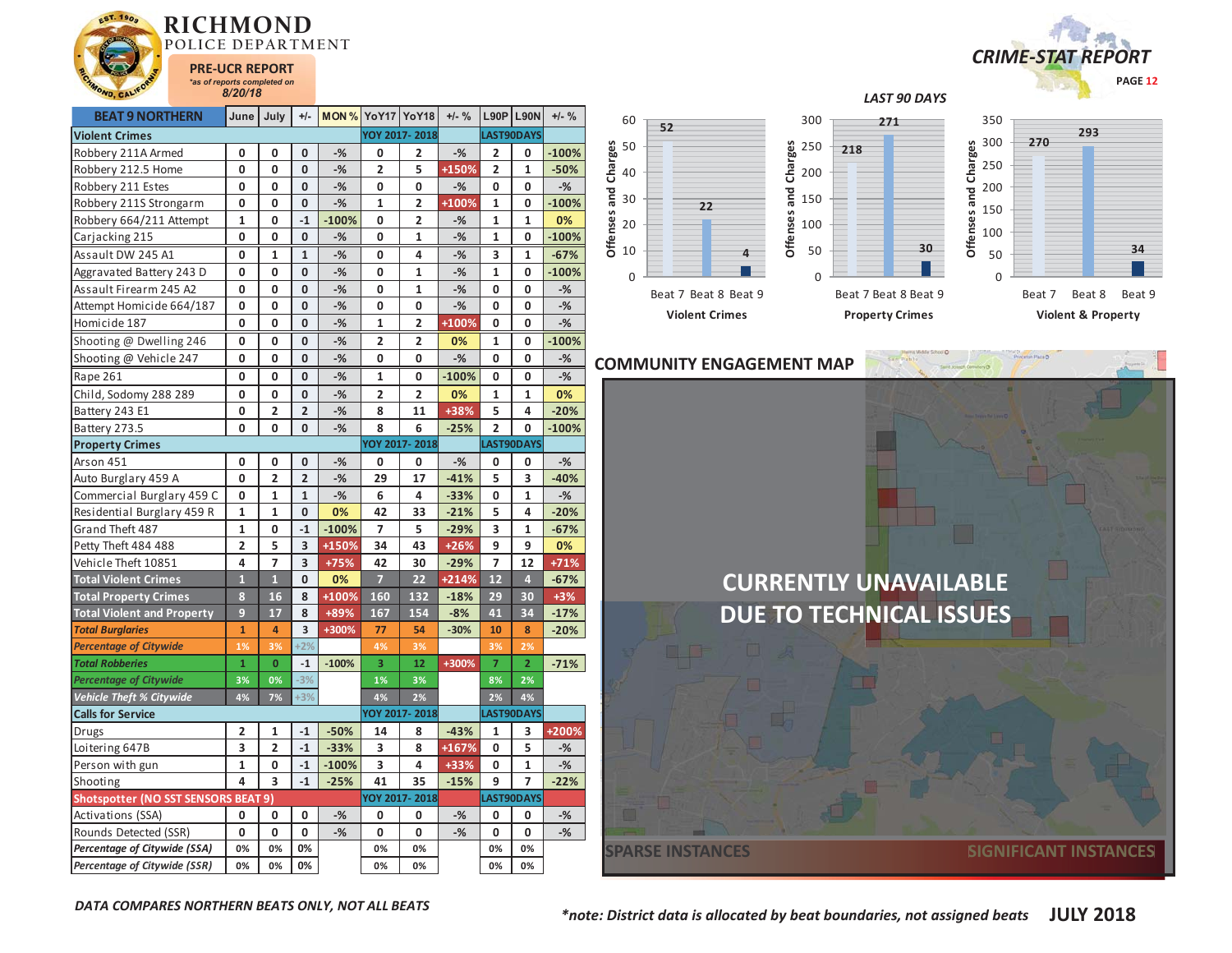# RICHMOND POLICE DEPARTMENT

**PRE-UCR REPORT**
*as of reports completed on*
**8/20/18**

**CRIME-STAT REPORT**

PAGE 12

| BEAT 9 NORTHERN | June | July | +/- | MON % | YoY17 | YoY18 | +/- % | L90P | L90N | +/- % |
|---|---|---|---|---|---|---|---|---|---|---|
| **Violent Crimes** | | | | | YOY 2017- 2018 | | | LAST90DAYS | | |
| Robbery 211A Armed | 0 | 0 | 0 | -% | 0 | 2 | -% | 2 | 0 | -100% |
| Robbery 212.5 Home | 0 | 0 | 0 | -% | 2 | 5 | +150% | 2 | 1 | -50% |
| Robbery 211 Estes | 0 | 0 | 0 | -% | 0 | 0 | -% | 0 | 0 | -% |
| Robbery 211S Strongarm | 0 | 0 | 0 | -% | 1 | 2 | +100% | 1 | 0 | -100% |
| Robbery 664/211 Attempt | 1 | 0 | -1 | -100% | 0 | 2 | -% | 1 | 1 | 0% |
| Carjacking 215 | 0 | 0 | 0 | -% | 0 | 1 | -% | 1 | 0 | -100% |
| Assault DW 245 A1 | 0 | 1 | 1 | -% | 0 | 4 | -% | 3 | 1 | -67% |
| Aggravated Battery 243 D | 0 | 0 | 0 | -% | 0 | 1 | -% | 1 | 0 | -100% |
| Assault Firearm 245 A2 | 0 | 0 | 0 | -% | 0 | 1 | -% | 0 | 0 | -% |
| Attempt Homicide 664/187 | 0 | 0 | 0 | -% | 0 | 0 | -% | 0 | 0 | -% |
| Homicide 187 | 0 | 0 | 0 | -% | 1 | 2 | +100% | 0 | 0 | -% |
| Shooting @ Dwelling 246 | 0 | 0 | 0 | -% | 2 | 2 | 0% | 1 | 0 | -100% |
| Shooting @ Vehicle 247 | 0 | 0 | 0 | -% | 0 | 0 | -% | 0 | 0 | -% |
| Rape 261 | 0 | 0 | 0 | -% | 1 | 0 | -100% | 0 | 0 | -% |
| Child, Sodomy 288 289 | 0 | 0 | 0 | -% | 2 | 2 | 0% | 1 | 1 | 0% |
| Battery 243 E1 | 0 | 2 | 2 | -% | 8 | 11 | +38% | 5 | 4 | -20% |
| Battery 273.5 | 0 | 0 | 0 | -% | 8 | 6 | -25% | 2 | 0 | -100% |
| **Property Crimes** | | | | | YOY 2017- 2018 | | | LAST90DAYS | | |
| Arson 451 | 0 | 0 | 0 | -% | 0 | 0 | -% | 0 | 0 | -% |
| Auto Burglary 459 A | 0 | 2 | 2 | -% | 29 | 17 | -41% | 5 | 3 | -40% |
| Commercial Burglary 459 C | 0 | 1 | 1 | -% | 6 | 4 | -33% | 0 | 1 | -% |
| Residential Burglary 459 R | 1 | 1 | 0 | 0% | 42 | 33 | -21% | 5 | 4 | -20% |
| Grand Theft 487 | 1 | 0 | -1 | -100% | 7 | 5 | -29% | 3 | 1 | -67% |
| Petty Theft 484 488 | 2 | 5 | 3 | +150% | 34 | 43 | +26% | 9 | 9 | 0% |
| Vehicle Theft 10851 | 4 | 7 | 3 | +75% | 42 | 30 | -29% | 7 | 12 | +71% |
| **Total Violent Crimes** | 1 | 1 | 0 | 0% | 7 | 22 | +214% | 12 | 4 | -67% |
| **Total Property Crimes** | 8 | 16 | 8 | +100% | 160 | 132 | -18% | 29 | 30 | +3% |
| **Total Violent and Property** | 9 | 17 | 8 | +89% | 167 | 154 | -8% | 41 | 34 | -17% |
| ***Total Burglaries*** | 1 | 4 | 3 | +300% | 77 | 54 | -30% | 10 | 8 | -20% |
| ***Percentage of Citywide*** | 1% | 3% | +2% | | 4% | 3% | | 3% | 2% | |
| ***Total Robberies*** | 1 | 0 | -1 | -100% | 3 | 12 | +300% | 7 | 2 | -71% |
| ***Percentage of Citywide*** | 3% | 0% | -3% | | 1% | 3% | | 8% | 2% | |
| ***Vehicle Theft % Citywide*** | 4% | 7% | +3% | | 4% | 2% | | 2% | 4% | |
| **Calls for Service** | | | | | YOY 2017- 2018 | | | LAST90DAYS | | |
| Drugs | 2 | 1 | -1 | -50% | 14 | 8 | -43% | 1 | 3 | +200% |
| Loitering 647B | 3 | 2 | -1 | -33% | 3 | 8 | +167% | 0 | 5 | -% |
| Person with gun | 1 | 0 | -1 | -100% | 3 | 4 | +33% | 0 | 1 | -% |
| Shooting | 4 | 3 | -1 | -25% | 41 | 35 | -15% | 9 | 7 | -22% |
| **Shotspotter (NO SST SENSORS BEAT 9)** | | | | | YOY 2017- 2018 | | | LAST90DAYS | | |
| Activations (SSA) | 0 | 0 | 0 | -% | 0 | 0 | -% | 0 | 0 | -% |
| Rounds Detected (SSR) | 0 | 0 | 0 | -% | 0 | 0 | -% | 0 | 0 | -% |
| ***Percentage of Citywide (SSA)*** | 0% | 0% | 0% | | 0% | 0% | | 0% | 0% | |
| ***Percentage of Citywide (SSR)*** | 0% | 0% | 0% | | 0% | 0% | | 0% | 0% | |

***DATA COMPARES NORTHERN BEATS ONLY, NOT ALL BEATS***

***LAST 90 DAYS***

Offenses and Charges

52
22
4
Beat 7 Beat 8 Beat 9
**Violent Crimes**

271
218
30
Beat 7 Beat 8 Beat 9
**Property Crimes**

270
293
34
Beat 7 Beat 8 Beat 9
**Violent & Property**

## COMMUNITY ENGAGEMENT MAP

**CURRENTLY UNAVAILABLE DUE TO TECHNICAL ISSUES**

SPARSE INSTANCES — SIGNIFICANT INSTANCES

*\*note: District data is allocated by beat boundaries, not assigned beats*

**JULY 2018**